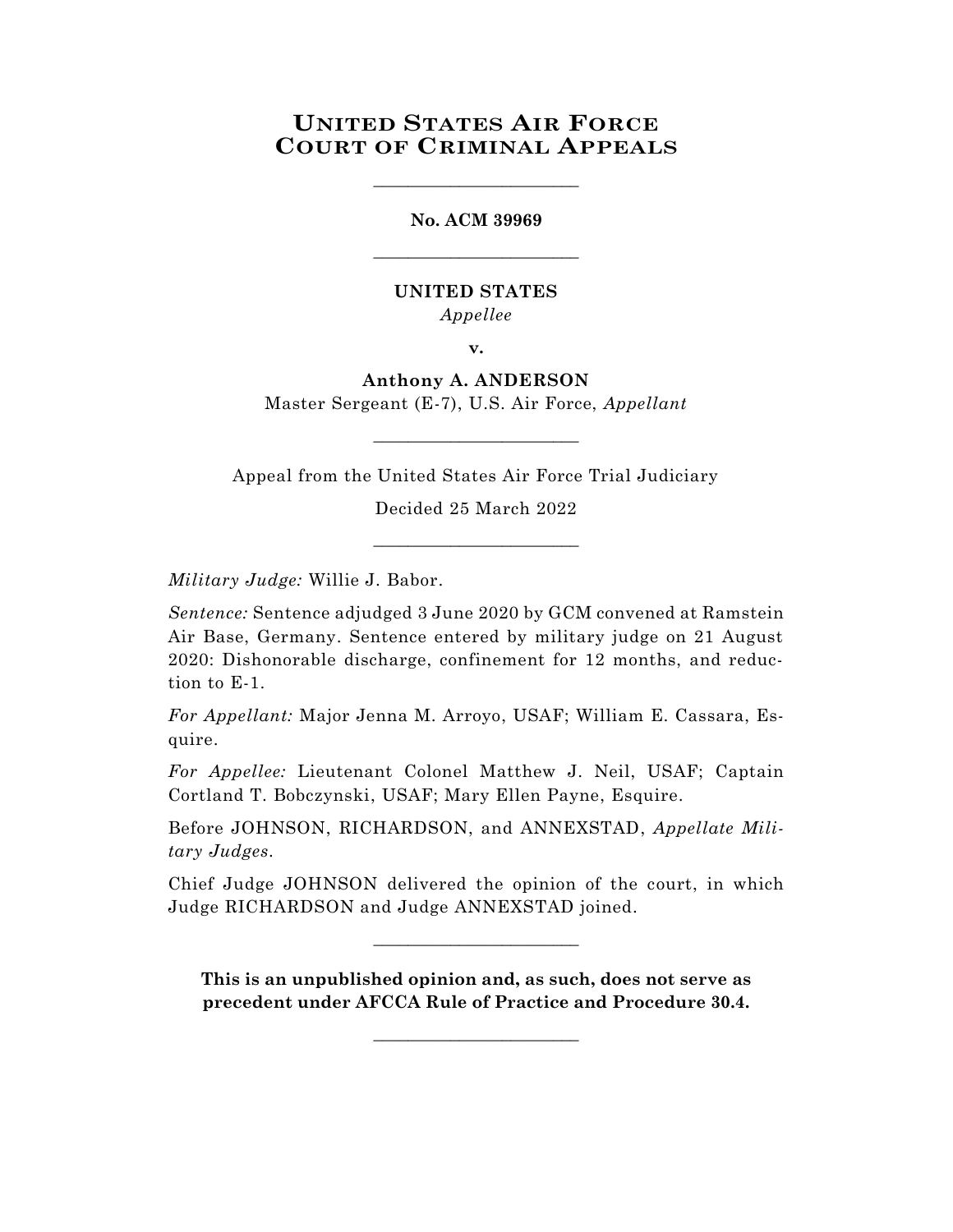# United States Air Force Court of Criminal Appeals

________________________

**No. ACM 39969**

________________________

**UNITED STATES**
*Appellee*

**v.**

**Anthony A. ANDERSON**
Master Sergeant (E-7), U.S. Air Force, *Appellant*

________________________

Appeal from the United States Air Force Trial Judiciary

Decided 25 March 2022

________________________

*Military Judge:* Willie J. Babor.

*Sentence:* Sentence adjudged 3 June 2020 by GCM convened at Ramstein Air Base, Germany. Sentence entered by military judge on 21 August 2020: Dishonorable discharge, confinement for 12 months, and reduction to E-1.

*For Appellant:* Major Jenna M. Arroyo, USAF; William E. Cassara, Esquire.

*For Appellee:* Lieutenant Colonel Matthew J. Neil, USAF; Captain Cortland T. Bobczynski, USAF; Mary Ellen Payne, Esquire.

Before JOHNSON, RICHARDSON, and ANNEXSTAD, *Appellate Military Judges.*

Chief Judge JOHNSON delivered the opinion of the court, in which Judge RICHARDSON and Judge ANNEXSTAD joined.

________________________

**This is an unpublished opinion and, as such, does not serve as precedent under AFCCA Rule of Practice and Procedure 30.4.**

________________________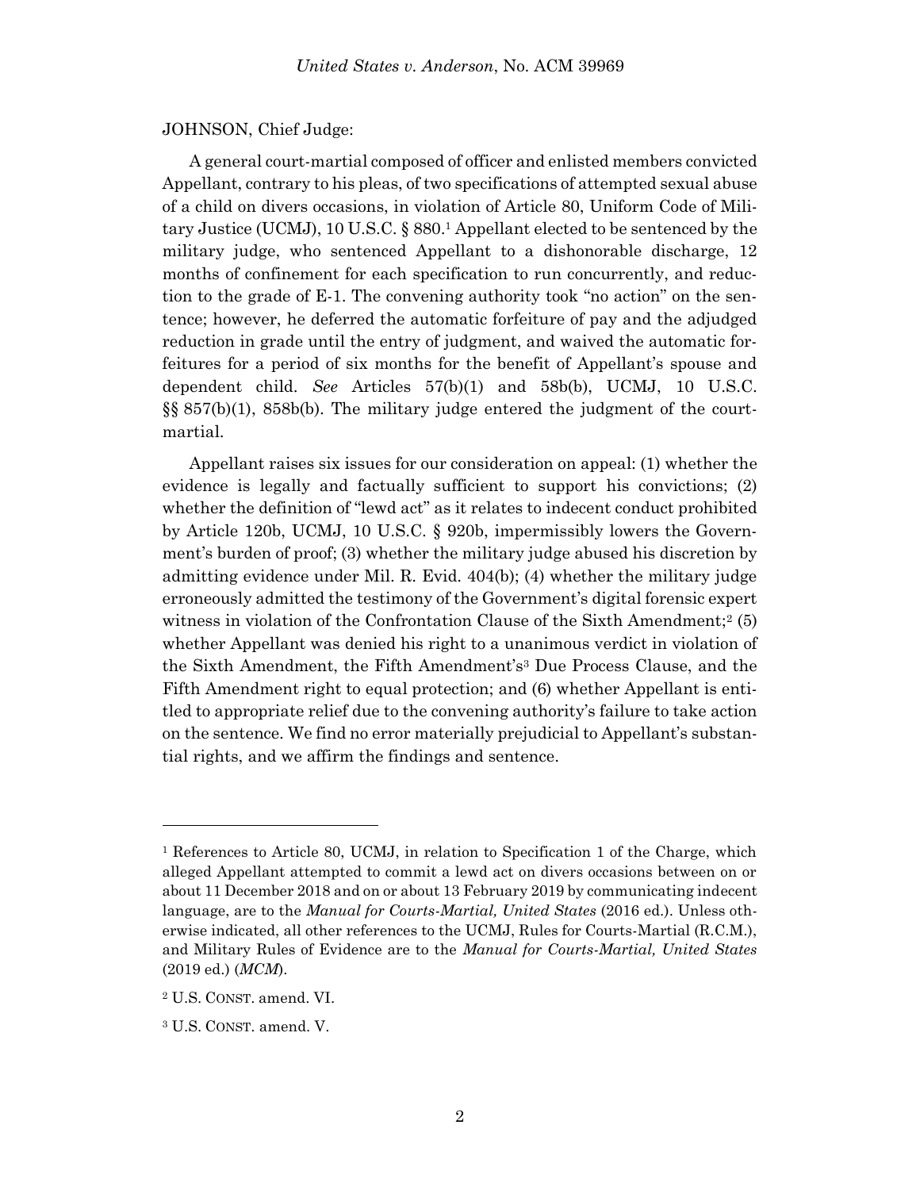JOHNSON, Chief Judge:

A general court-martial composed of officer and enlisted members convicted Appellant, contrary to his pleas, of two specifications of attempted sexual abuse of a child on divers occasions, in violation of Article 80, Uniform Code of Military Justice (UCMJ), 10 U.S.C. § 880.[1] Appellant elected to be sentenced by the military judge, who sentenced Appellant to a dishonorable discharge, 12 months of confinement for each specification to run concurrently, and reduction to the grade of E-1. The convening authority took "no action" on the sentence; however, he deferred the automatic forfeiture of pay and the adjudged reduction in grade until the entry of judgment, and waived the automatic forfeitures for a period of six months for the benefit of Appellant's spouse and dependent child. *See* Articles 57(b)(1) and 58b(b), UCMJ, 10 U.S.C. §§ 857(b)(1), 858b(b). The military judge entered the judgment of the court-martial.

Appellant raises six issues for our consideration on appeal: (1) whether the evidence is legally and factually sufficient to support his convictions; (2) whether the definition of "lewd act" as it relates to indecent conduct prohibited by Article 120b, UCMJ, 10 U.S.C. § 920b, impermissibly lowers the Government's burden of proof; (3) whether the military judge abused his discretion by admitting evidence under Mil. R. Evid. 404(b); (4) whether the military judge erroneously admitted the testimony of the Government's digital forensic expert witness in violation of the Confrontation Clause of the Sixth Amendment;[2] (5) whether Appellant was denied his right to a unanimous verdict in violation of the Sixth Amendment, the Fifth Amendment's[3] Due Process Clause, and the Fifth Amendment right to equal protection; and (6) whether Appellant is entitled to appropriate relief due to the convening authority's failure to take action on the sentence. We find no error materially prejudicial to Appellant's substantial rights, and we affirm the findings and sentence.

---

[1] References to Article 80, UCMJ, in relation to Specification 1 of the Charge, which alleged Appellant attempted to commit a lewd act on divers occasions between on or about 11 December 2018 and on or about 13 February 2019 by communicating indecent language, are to the *Manual for Courts-Martial, United States* (2016 ed.). Unless otherwise indicated, all other references to the UCMJ, Rules for Courts-Martial (R.C.M.), and Military Rules of Evidence are to the *Manual for Courts-Martial, United States* (2019 ed.) (*MCM*).

[2] U.S. CONST. amend. VI.

[3] U.S. CONST. amend. V.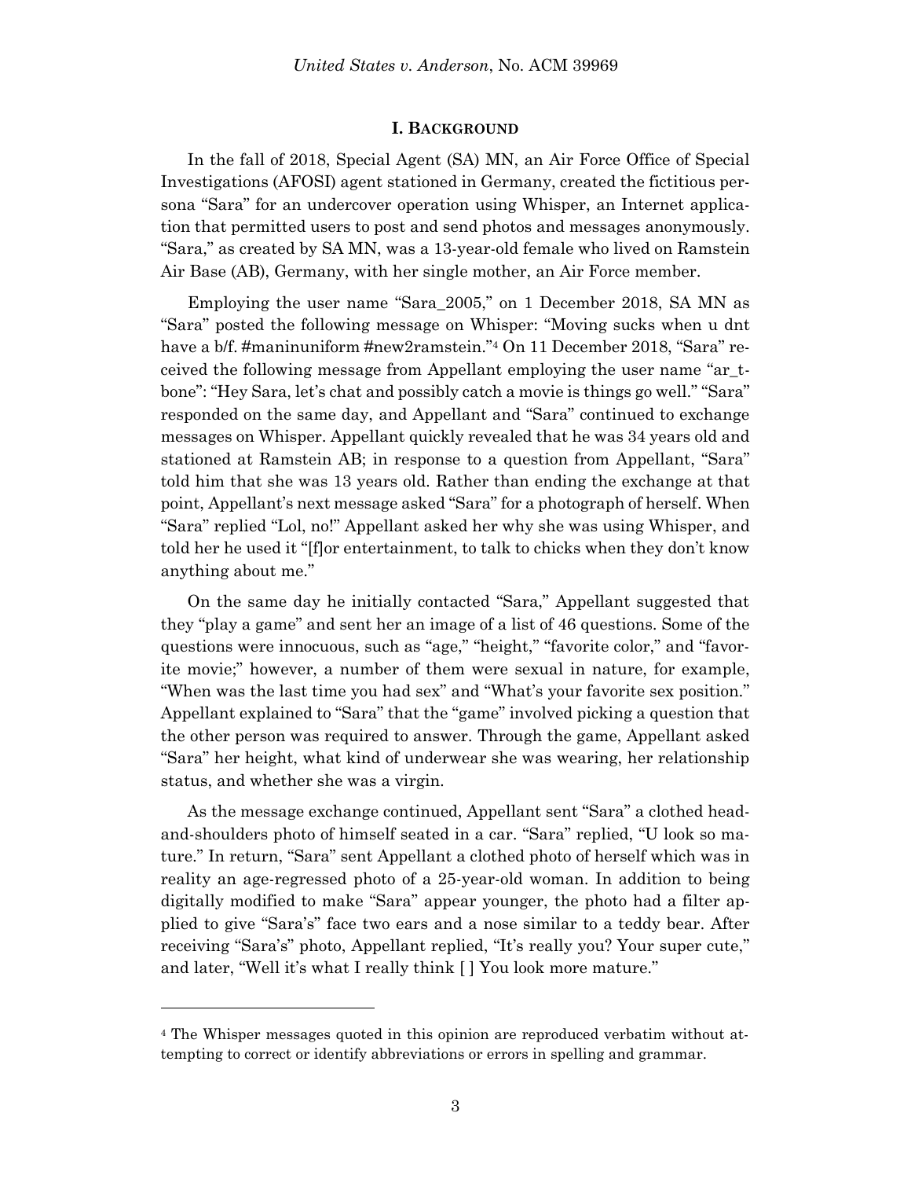## I. BACKGROUND

In the fall of 2018, Special Agent (SA) MN, an Air Force Office of Special Investigations (AFOSI) agent stationed in Germany, created the fictitious persona "Sara" for an undercover operation using Whisper, an Internet application that permitted users to post and send photos and messages anonymously. "Sara," as created by SA MN, was a 13-year-old female who lived on Ramstein Air Base (AB), Germany, with her single mother, an Air Force member.

Employing the user name "Sara_2005," on 1 December 2018, SA MN as "Sara" posted the following message on Whisper: "Moving sucks when u dnt have a b/f. #maninuniform #new2ramstein."[4] On 11 December 2018, "Sara" received the following message from Appellant employing the user name "ar_t-bone": "Hey Sara, let's chat and possibly catch a movie is things go well." "Sara" responded on the same day, and Appellant and "Sara" continued to exchange messages on Whisper. Appellant quickly revealed that he was 34 years old and stationed at Ramstein AB; in response to a question from Appellant, "Sara" told him that she was 13 years old. Rather than ending the exchange at that point, Appellant's next message asked "Sara" for a photograph of herself. When "Sara" replied "Lol, no!" Appellant asked her why she was using Whisper, and told her he used it "[f]or entertainment, to talk to chicks when they don't know anything about me."

On the same day he initially contacted "Sara," Appellant suggested that they "play a game" and sent her an image of a list of 46 questions. Some of the questions were innocuous, such as "age," "height," "favorite color," and "favorite movie;" however, a number of them were sexual in nature, for example, "When was the last time you had sex" and "What's your favorite sex position." Appellant explained to "Sara" that the "game" involved picking a question that the other person was required to answer. Through the game, Appellant asked "Sara" her height, what kind of underwear she was wearing, her relationship status, and whether she was a virgin.

As the message exchange continued, Appellant sent "Sara" a clothed head-and-shoulders photo of himself seated in a car. "Sara" replied, "U look so mature." In return, "Sara" sent Appellant a clothed photo of herself which was in reality an age-regressed photo of a 25-year-old woman. In addition to being digitally modified to make "Sara" appear younger, the photo had a filter applied to give "Sara's" face two ears and a nose similar to a teddy bear. After receiving "Sara's" photo, Appellant replied, "It's really you? Your super cute," and later, "Well it's what I really think [ ] You look more mature."

---

[4] The Whisper messages quoted in this opinion are reproduced verbatim without attempting to correct or identify abbreviations or errors in spelling and grammar.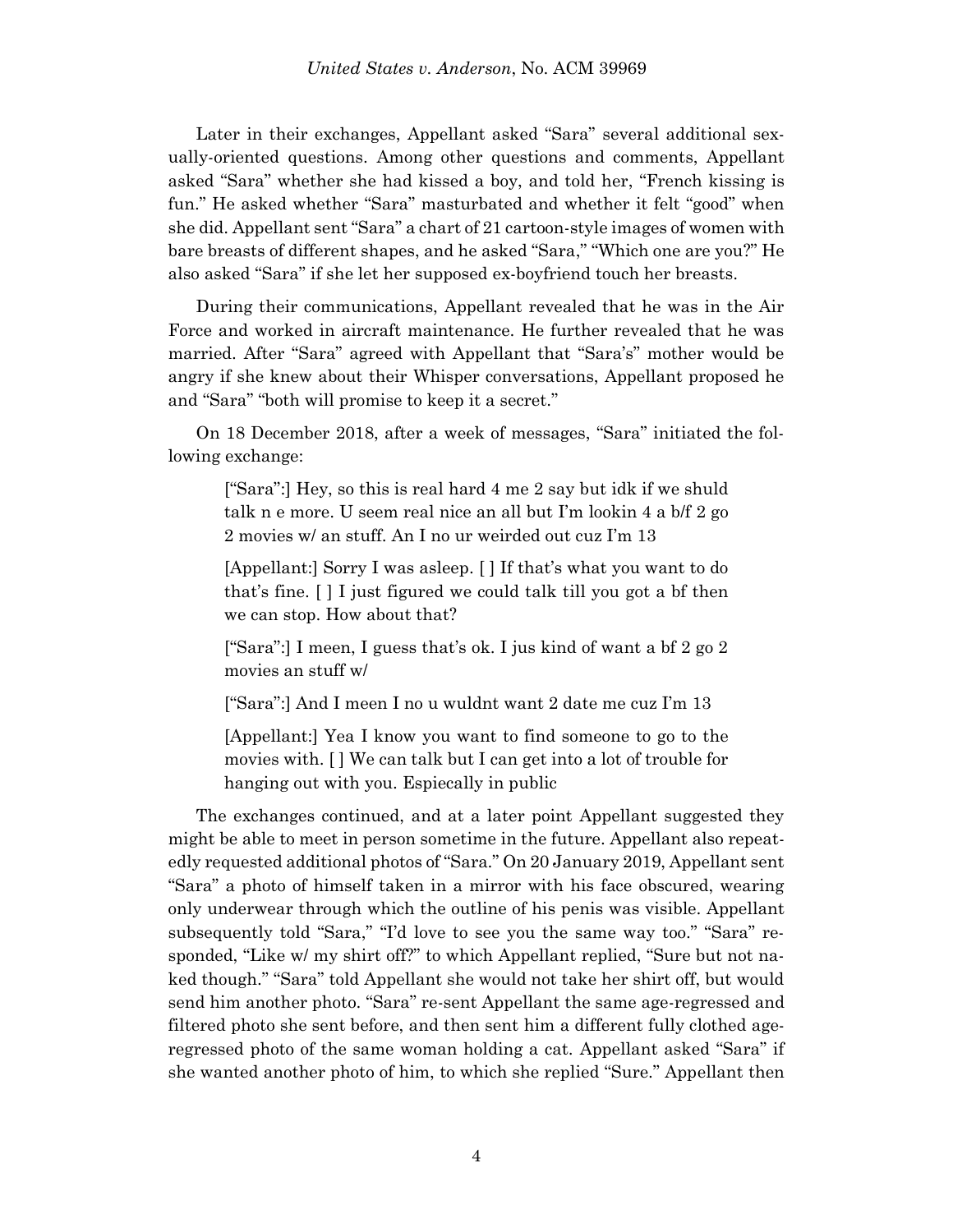Later in their exchanges, Appellant asked "Sara" several additional sexually-oriented questions. Among other questions and comments, Appellant asked "Sara" whether she had kissed a boy, and told her, "French kissing is fun." He asked whether "Sara" masturbated and whether it felt "good" when she did. Appellant sent "Sara" a chart of 21 cartoon-style images of women with bare breasts of different shapes, and he asked "Sara," "Which one are you?" He also asked "Sara" if she let her supposed ex-boyfriend touch her breasts.

During their communications, Appellant revealed that he was in the Air Force and worked in aircraft maintenance. He further revealed that he was married. After "Sara" agreed with Appellant that "Sara's" mother would be angry if she knew about their Whisper conversations, Appellant proposed he and "Sara" "both will promise to keep it a secret."

On 18 December 2018, after a week of messages, "Sara" initiated the following exchange:

> ["Sara":] Hey, so this is real hard 4 me 2 say but idk if we shuld talk n e more. U seem real nice an all but I'm lookin 4 a b/f 2 go 2 movies w/ an stuff. An I no ur weirded out cuz I'm 13
>
> [Appellant:] Sorry I was asleep. [ ] If that's what you want to do that's fine. [ ] I just figured we could talk till you got a bf then we can stop. How about that?
>
> ["Sara":] I meen, I guess that's ok. I jus kind of want a bf 2 go 2 movies an stuff w/
>
> ["Sara":] And I meen I no u wuldnt want 2 date me cuz I'm 13
>
> [Appellant:] Yea I know you want to find someone to go to the movies with. [ ] We can talk but I can get into a lot of trouble for hanging out with you. Espiecally in public

The exchanges continued, and at a later point Appellant suggested they might be able to meet in person sometime in the future. Appellant also repeatedly requested additional photos of "Sara." On 20 January 2019, Appellant sent "Sara" a photo of himself taken in a mirror with his face obscured, wearing only underwear through which the outline of his penis was visible. Appellant subsequently told "Sara," "I'd love to see you the same way too." "Sara" responded, "Like w/ my shirt off?" to which Appellant replied, "Sure but not naked though." "Sara" told Appellant she would not take her shirt off, but would send him another photo. "Sara" re-sent Appellant the same age-regressed and filtered photo she sent before, and then sent him a different fully clothed age-regressed photo of the same woman holding a cat. Appellant asked "Sara" if she wanted another photo of him, to which she replied "Sure." Appellant then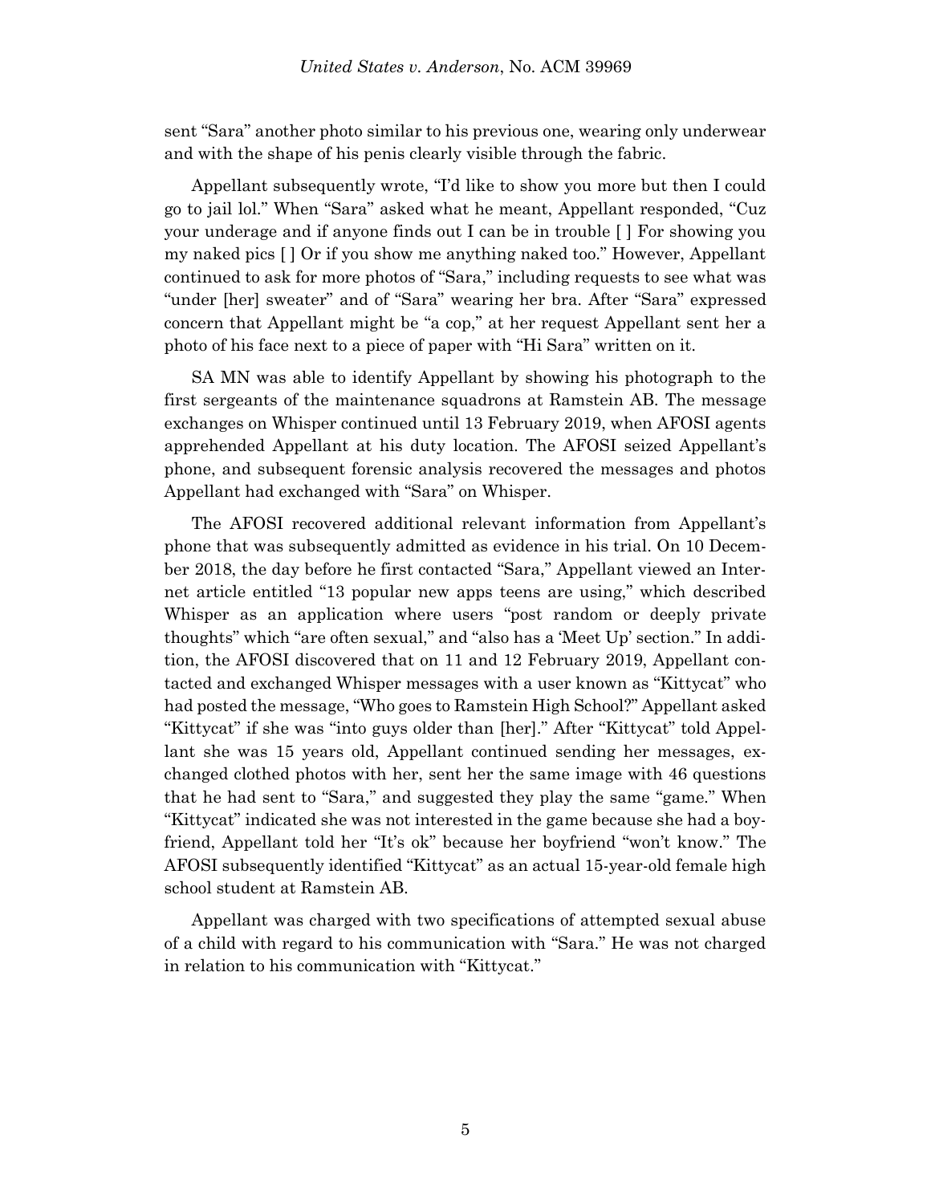sent "Sara" another photo similar to his previous one, wearing only underwear and with the shape of his penis clearly visible through the fabric.

Appellant subsequently wrote, "I'd like to show you more but then I could go to jail lol." When "Sara" asked what he meant, Appellant responded, "Cuz your underage and if anyone finds out I can be in trouble [ ] For showing you my naked pics [ ] Or if you show me anything naked too." However, Appellant continued to ask for more photos of "Sara," including requests to see what was "under [her] sweater" and of "Sara" wearing her bra. After "Sara" expressed concern that Appellant might be "a cop," at her request Appellant sent her a photo of his face next to a piece of paper with "Hi Sara" written on it.

SA MN was able to identify Appellant by showing his photograph to the first sergeants of the maintenance squadrons at Ramstein AB. The message exchanges on Whisper continued until 13 February 2019, when AFOSI agents apprehended Appellant at his duty location. The AFOSI seized Appellant's phone, and subsequent forensic analysis recovered the messages and photos Appellant had exchanged with "Sara" on Whisper.

The AFOSI recovered additional relevant information from Appellant's phone that was subsequently admitted as evidence in his trial. On 10 December 2018, the day before he first contacted "Sara," Appellant viewed an Internet article entitled "13 popular new apps teens are using," which described Whisper as an application where users "post random or deeply private thoughts" which "are often sexual," and "also has a 'Meet Up' section." In addition, the AFOSI discovered that on 11 and 12 February 2019, Appellant contacted and exchanged Whisper messages with a user known as "Kittycat" who had posted the message, "Who goes to Ramstein High School?" Appellant asked "Kittycat" if she was "into guys older than [her]." After "Kittycat" told Appellant she was 15 years old, Appellant continued sending her messages, exchanged clothed photos with her, sent her the same image with 46 questions that he had sent to "Sara," and suggested they play the same "game." When "Kittycat" indicated she was not interested in the game because she had a boyfriend, Appellant told her "It's ok" because her boyfriend "won't know." The AFOSI subsequently identified "Kittycat" as an actual 15-year-old female high school student at Ramstein AB.

Appellant was charged with two specifications of attempted sexual abuse of a child with regard to his communication with "Sara." He was not charged in relation to his communication with "Kittycat."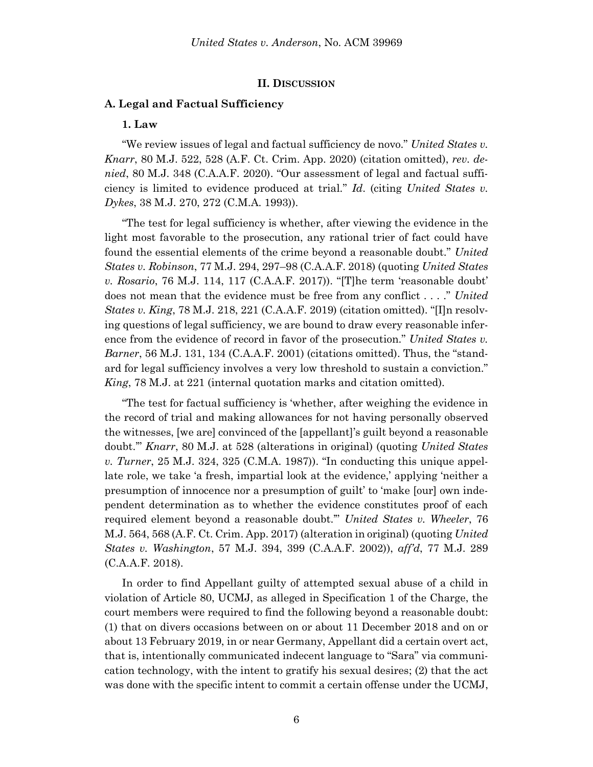## II. DISCUSSION

### A. Legal and Factual Sufficiency

#### 1. Law

"We review issues of legal and factual sufficiency de novo." *United States v. Knarr*, 80 M.J. 522, 528 (A.F. Ct. Crim. App. 2020) (citation omitted), *rev. denied*, 80 M.J. 348 (C.A.A.F. 2020). "Our assessment of legal and factual sufficiency is limited to evidence produced at trial." *Id*. (citing *United States v. Dykes*, 38 M.J. 270, 272 (C.M.A. 1993)).

"The test for legal sufficiency is whether, after viewing the evidence in the light most favorable to the prosecution, any rational trier of fact could have found the essential elements of the crime beyond a reasonable doubt." *United States v. Robinson*, 77 M.J. 294, 297–98 (C.A.A.F. 2018) (quoting *United States v. Rosario*, 76 M.J. 114, 117 (C.A.A.F. 2017)). "[T]he term 'reasonable doubt' does not mean that the evidence must be free from any conflict . . . ." *United States v. King*, 78 M.J. 218, 221 (C.A.A.F. 2019) (citation omitted). "[I]n resolving questions of legal sufficiency, we are bound to draw every reasonable inference from the evidence of record in favor of the prosecution." *United States v. Barner*, 56 M.J. 131, 134 (C.A.A.F. 2001) (citations omitted). Thus, the "standard for legal sufficiency involves a very low threshold to sustain a conviction." *King*, 78 M.J. at 221 (internal quotation marks and citation omitted).

"The test for factual sufficiency is 'whether, after weighing the evidence in the record of trial and making allowances for not having personally observed the witnesses, [we are] convinced of the [appellant]'s guilt beyond a reasonable doubt.'" *Knarr*, 80 M.J. at 528 (alterations in original) (quoting *United States v. Turner*, 25 M.J. 324, 325 (C.M.A. 1987)). "In conducting this unique appellate role, we take 'a fresh, impartial look at the evidence,' applying 'neither a presumption of innocence nor a presumption of guilt' to 'make [our] own independent determination as to whether the evidence constitutes proof of each required element beyond a reasonable doubt.'" *United States v. Wheeler*, 76 M.J. 564, 568 (A.F. Ct. Crim. App. 2017) (alteration in original) (quoting *United States v. Washington*, 57 M.J. 394, 399 (C.A.A.F. 2002)), *aff'd*, 77 M.J. 289 (C.A.A.F. 2018).

In order to find Appellant guilty of attempted sexual abuse of a child in violation of Article 80, UCMJ, as alleged in Specification 1 of the Charge, the court members were required to find the following beyond a reasonable doubt: (1) that on divers occasions between on or about 11 December 2018 and on or about 13 February 2019, in or near Germany, Appellant did a certain overt act, that is, intentionally communicated indecent language to "Sara" via communication technology, with the intent to gratify his sexual desires; (2) that the act was done with the specific intent to commit a certain offense under the UCMJ,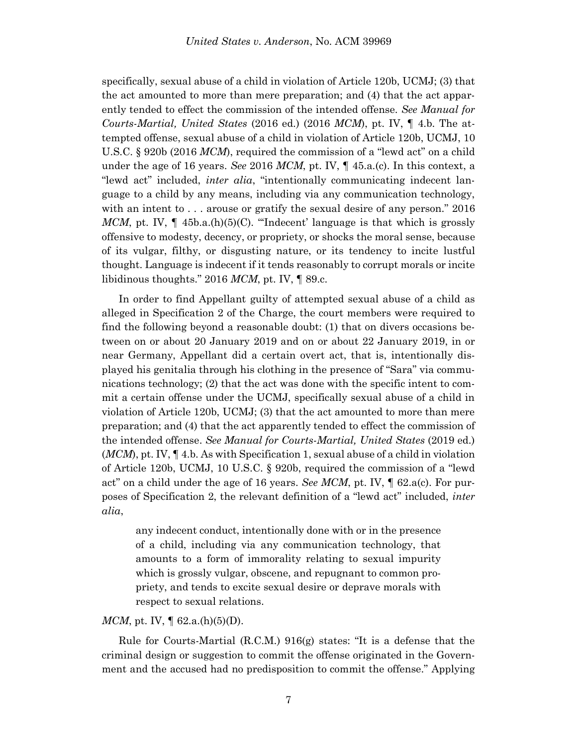specifically, sexual abuse of a child in violation of Article 120b, UCMJ; (3) that the act amounted to more than mere preparation; and (4) that the act apparently tended to effect the commission of the intended offense. *See Manual for Courts-Martial, United States* (2016 ed.) (2016 *MCM*), pt. IV, ¶ 4.b. The attempted offense, sexual abuse of a child in violation of Article 120b, UCMJ, 10 U.S.C. § 920b (2016 *MCM*), required the commission of a "lewd act" on a child under the age of 16 years. *See* 2016 *MCM*, pt. IV, ¶ 45.a.(c). In this context, a "lewd act" included, *inter alia*, "intentionally communicating indecent language to a child by any means, including via any communication technology, with an intent to . . . arouse or gratify the sexual desire of any person." 2016 *MCM*, pt. IV, ¶ 45b.a.(h)(5)(C). "'Indecent' language is that which is grossly offensive to modesty, decency, or propriety, or shocks the moral sense, because of its vulgar, filthy, or disgusting nature, or its tendency to incite lustful thought. Language is indecent if it tends reasonably to corrupt morals or incite libidinous thoughts." 2016 *MCM*, pt. IV, ¶ 89.c.

In order to find Appellant guilty of attempted sexual abuse of a child as alleged in Specification 2 of the Charge, the court members were required to find the following beyond a reasonable doubt: (1) that on divers occasions between on or about 20 January 2019 and on or about 22 January 2019, in or near Germany, Appellant did a certain overt act, that is, intentionally displayed his genitalia through his clothing in the presence of "Sara" via communications technology; (2) that the act was done with the specific intent to commit a certain offense under the UCMJ, specifically sexual abuse of a child in violation of Article 120b, UCMJ; (3) that the act amounted to more than mere preparation; and (4) that the act apparently tended to effect the commission of the intended offense. *See Manual for Courts-Martial, United States* (2019 ed.) (*MCM*), pt. IV, ¶ 4.b. As with Specification 1, sexual abuse of a child in violation of Article 120b, UCMJ, 10 U.S.C. § 920b, required the commission of a "lewd act" on a child under the age of 16 years. *See MCM*, pt. IV, ¶ 62.a(c). For purposes of Specification 2, the relevant definition of a "lewd act" included, *inter alia*,

> any indecent conduct, intentionally done with or in the presence of a child, including via any communication technology, that amounts to a form of immorality relating to sexual impurity which is grossly vulgar, obscene, and repugnant to common propriety, and tends to excite sexual desire or deprave morals with respect to sexual relations.

*MCM*, pt. IV, ¶ 62.a.(h)(5)(D).

Rule for Courts-Martial (R.C.M.) 916(g) states: "It is a defense that the criminal design or suggestion to commit the offense originated in the Government and the accused had no predisposition to commit the offense." Applying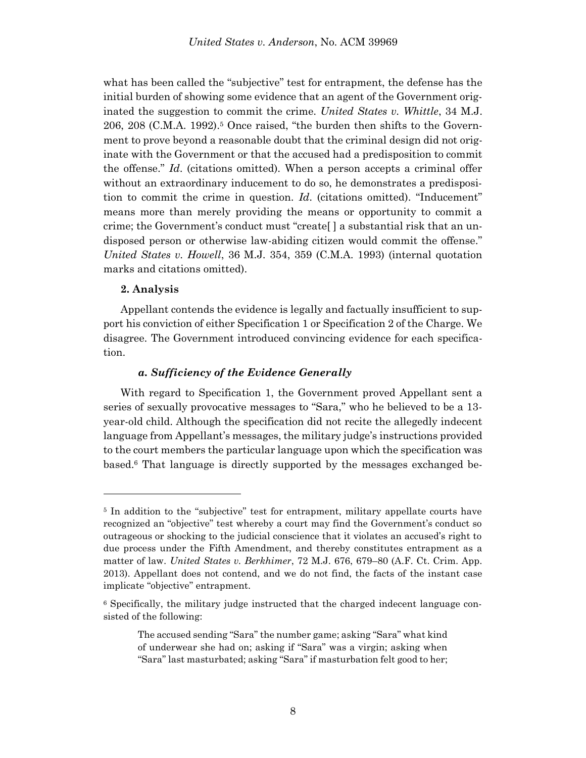what has been called the "subjective" test for entrapment, the defense has the initial burden of showing some evidence that an agent of the Government originated the suggestion to commit the crime. *United States v. Whittle*, 34 M.J. 206, 208 (C.M.A. 1992).[5] Once raised, "the burden then shifts to the Government to prove beyond a reasonable doubt that the criminal design did not originate with the Government or that the accused had a predisposition to commit the offense." *Id*. (citations omitted). When a person accepts a criminal offer without an extraordinary inducement to do so, he demonstrates a predisposition to commit the crime in question. *Id*. (citations omitted). "Inducement" means more than merely providing the means or opportunity to commit a crime; the Government's conduct must "create[ ] a substantial risk that an undisposed person or otherwise law-abiding citizen would commit the offense." *United States v. Howell*, 36 M.J. 354, 359 (C.M.A. 1993) (internal quotation marks and citations omitted).

**2. Analysis**

Appellant contends the evidence is legally and factually insufficient to support his conviction of either Specification 1 or Specification 2 of the Charge. We disagree. The Government introduced convincing evidence for each specification.

***a. Sufficiency of the Evidence Generally***

With regard to Specification 1, the Government proved Appellant sent a series of sexually provocative messages to "Sara," who he believed to be a 13-year-old child. Although the specification did not recite the allegedly indecent language from Appellant's messages, the military judge's instructions provided to the court members the particular language upon which the specification was based.[6] That language is directly supported by the messages exchanged be-

---

[5] In addition to the "subjective" test for entrapment, military appellate courts have recognized an "objective" test whereby a court may find the Government's conduct so outrageous or shocking to the judicial conscience that it violates an accused's right to due process under the Fifth Amendment, and thereby constitutes entrapment as a matter of law. *United States v. Berkhimer*, 72 M.J. 676, 679–80 (A.F. Ct. Crim. App. 2013). Appellant does not contend, and we do not find, the facts of the instant case implicate "objective" entrapment.

[6] Specifically, the military judge instructed that the charged indecent language consisted of the following:

> The accused sending "Sara" the number game; asking "Sara" what kind of underwear she had on; asking if "Sara" was a virgin; asking when "Sara" last masturbated; asking "Sara" if masturbation felt good to her;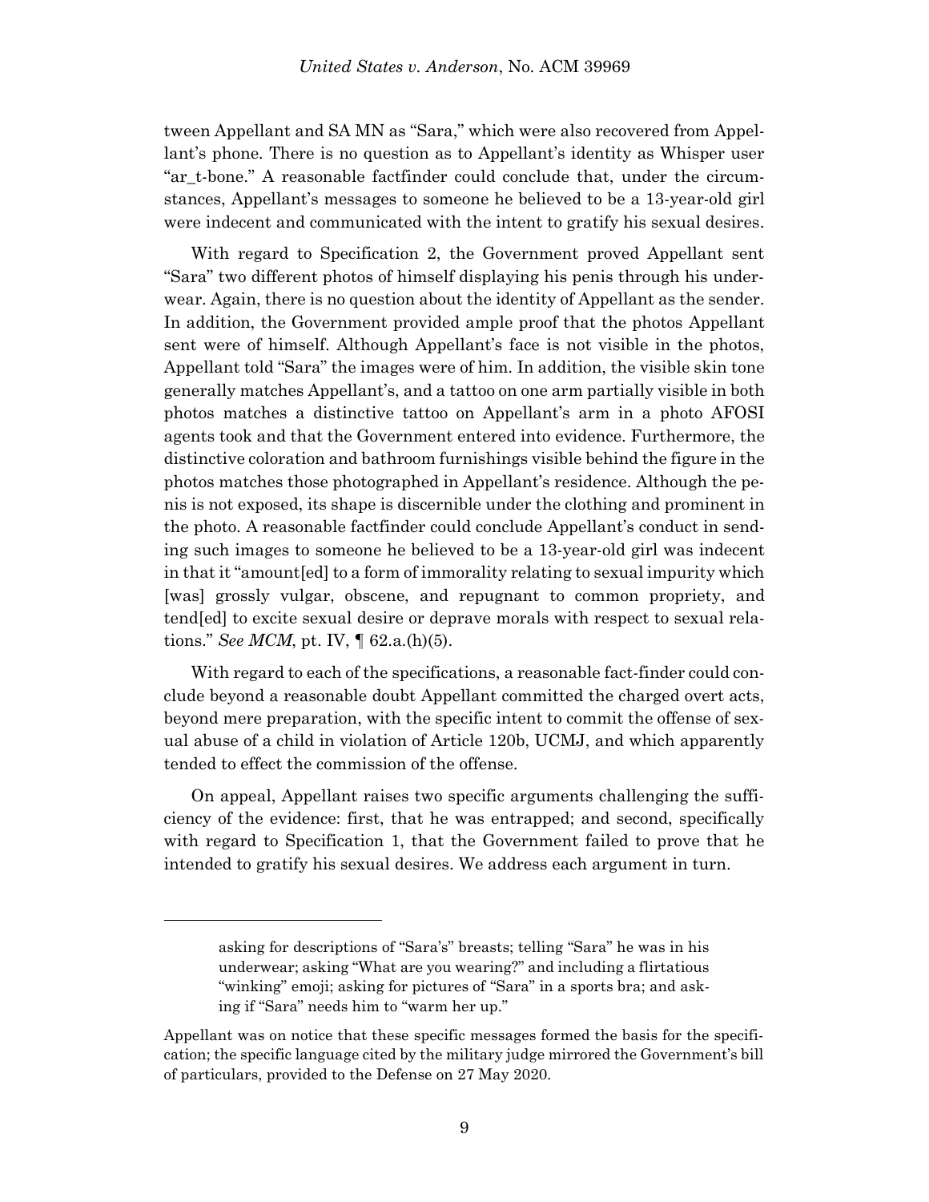tween Appellant and SA MN as "Sara," which were also recovered from Appellant's phone. There is no question as to Appellant's identity as Whisper user "ar_t-bone." A reasonable factfinder could conclude that, under the circumstances, Appellant's messages to someone he believed to be a 13-year-old girl were indecent and communicated with the intent to gratify his sexual desires.

With regard to Specification 2, the Government proved Appellant sent "Sara" two different photos of himself displaying his penis through his underwear. Again, there is no question about the identity of Appellant as the sender. In addition, the Government provided ample proof that the photos Appellant sent were of himself. Although Appellant's face is not visible in the photos, Appellant told "Sara" the images were of him. In addition, the visible skin tone generally matches Appellant's, and a tattoo on one arm partially visible in both photos matches a distinctive tattoo on Appellant's arm in a photo AFOSI agents took and that the Government entered into evidence. Furthermore, the distinctive coloration and bathroom furnishings visible behind the figure in the photos matches those photographed in Appellant's residence. Although the penis is not exposed, its shape is discernible under the clothing and prominent in the photo. A reasonable factfinder could conclude Appellant's conduct in sending such images to someone he believed to be a 13-year-old girl was indecent in that it "amount[ed] to a form of immorality relating to sexual impurity which [was] grossly vulgar, obscene, and repugnant to common propriety, and tend[ed] to excite sexual desire or deprave morals with respect to sexual relations." *See MCM*, pt. IV, ¶ 62.a.(h)(5).

With regard to each of the specifications, a reasonable fact-finder could conclude beyond a reasonable doubt Appellant committed the charged overt acts, beyond mere preparation, with the specific intent to commit the offense of sexual abuse of a child in violation of Article 120b, UCMJ, and which apparently tended to effect the commission of the offense.

On appeal, Appellant raises two specific arguments challenging the sufficiency of the evidence: first, that he was entrapped; and second, specifically with regard to Specification 1, that the Government failed to prove that he intended to gratify his sexual desires. We address each argument in turn.

---

> asking for descriptions of "Sara's" breasts; telling "Sara" he was in his underwear; asking "What are you wearing?" and including a flirtatious "winking" emoji; asking for pictures of "Sara" in a sports bra; and asking if "Sara" needs him to "warm her up."

Appellant was on notice that these specific messages formed the basis for the specification; the specific language cited by the military judge mirrored the Government's bill of particulars, provided to the Defense on 27 May 2020.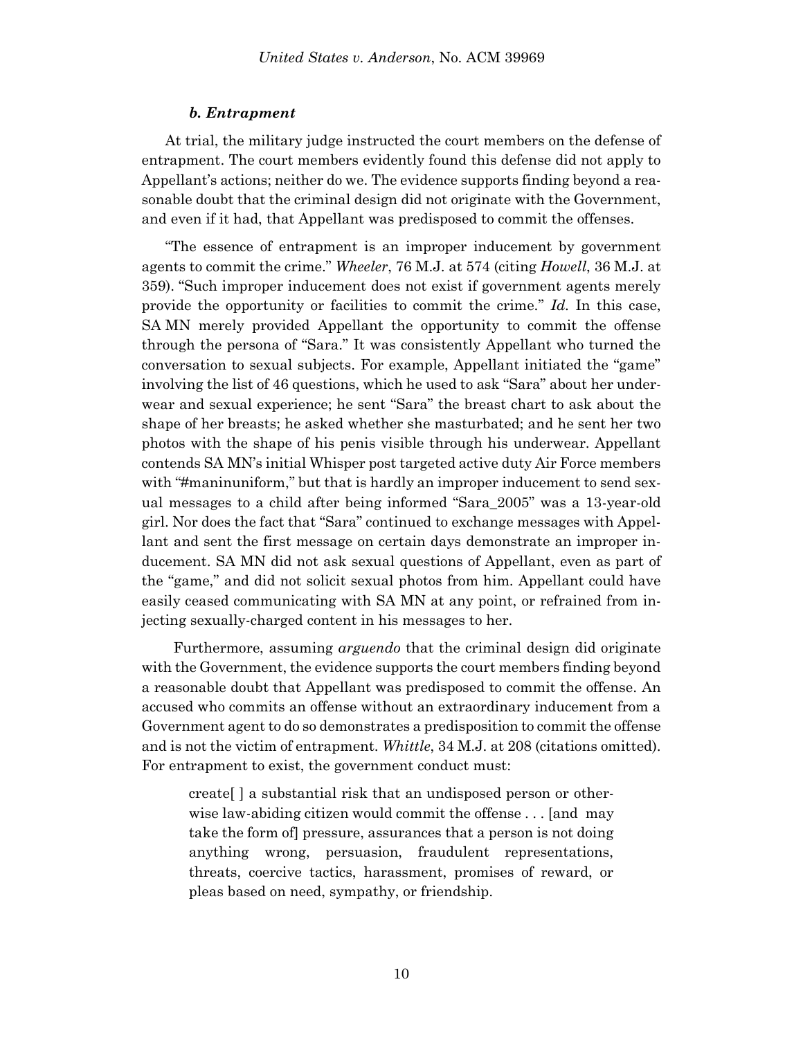#### *b. Entrapment*

At trial, the military judge instructed the court members on the defense of entrapment. The court members evidently found this defense did not apply to Appellant's actions; neither do we. The evidence supports finding beyond a reasonable doubt that the criminal design did not originate with the Government, and even if it had, that Appellant was predisposed to commit the offenses.

"The essence of entrapment is an improper inducement by government agents to commit the crime." *Wheeler*, 76 M.J. at 574 (citing *Howell*, 36 M.J. at 359). "Such improper inducement does not exist if government agents merely provide the opportunity or facilities to commit the crime." *Id.* In this case, SA MN merely provided Appellant the opportunity to commit the offense through the persona of "Sara." It was consistently Appellant who turned the conversation to sexual subjects. For example, Appellant initiated the "game" involving the list of 46 questions, which he used to ask "Sara" about her underwear and sexual experience; he sent "Sara" the breast chart to ask about the shape of her breasts; he asked whether she masturbated; and he sent her two photos with the shape of his penis visible through his underwear. Appellant contends SA MN's initial Whisper post targeted active duty Air Force members with "#maninuniform," but that is hardly an improper inducement to send sexual messages to a child after being informed "Sara_2005" was a 13-year-old girl. Nor does the fact that "Sara" continued to exchange messages with Appellant and sent the first message on certain days demonstrate an improper inducement. SA MN did not ask sexual questions of Appellant, even as part of the "game," and did not solicit sexual photos from him. Appellant could have easily ceased communicating with SA MN at any point, or refrained from injecting sexually-charged content in his messages to her.

Furthermore, assuming *arguendo* that the criminal design did originate with the Government, the evidence supports the court members finding beyond a reasonable doubt that Appellant was predisposed to commit the offense. An accused who commits an offense without an extraordinary inducement from a Government agent to do so demonstrates a predisposition to commit the offense and is not the victim of entrapment. *Whittle*, 34 M.J. at 208 (citations omitted). For entrapment to exist, the government conduct must:

> create[ ] a substantial risk that an undisposed person or otherwise law-abiding citizen would commit the offense . . . [and may take the form of] pressure, assurances that a person is not doing anything wrong, persuasion, fraudulent representations, threats, coercive tactics, harassment, promises of reward, or pleas based on need, sympathy, or friendship.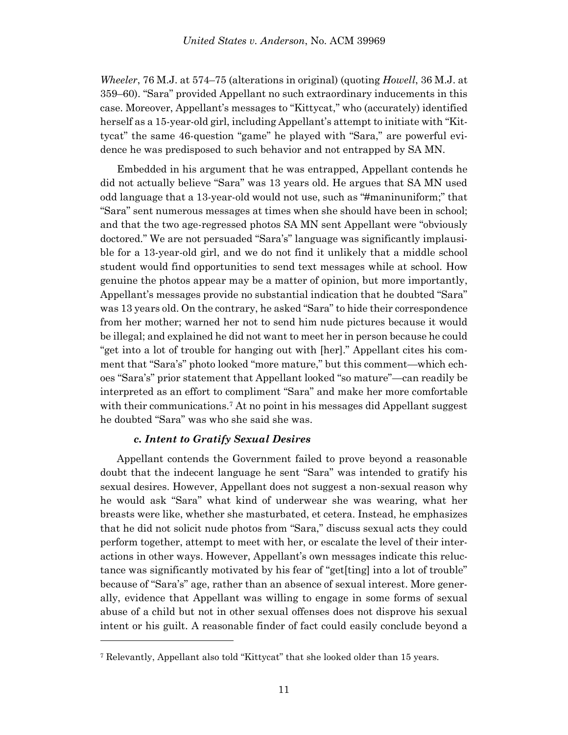*Wheeler*, 76 M.J. at 574–75 (alterations in original) (quoting *Howell*, 36 M.J. at 359–60). "Sara" provided Appellant no such extraordinary inducements in this case. Moreover, Appellant's messages to "Kittycat," who (accurately) identified herself as a 15-year-old girl, including Appellant's attempt to initiate with "Kittycat" the same 46-question "game" he played with "Sara," are powerful evidence he was predisposed to such behavior and not entrapped by SA MN.

Embedded in his argument that he was entrapped, Appellant contends he did not actually believe "Sara" was 13 years old. He argues that SA MN used odd language that a 13-year-old would not use, such as "#maninuniform;" that "Sara" sent numerous messages at times when she should have been in school; and that the two age-regressed photos SA MN sent Appellant were "obviously doctored." We are not persuaded "Sara's" language was significantly implausible for a 13-year-old girl, and we do not find it unlikely that a middle school student would find opportunities to send text messages while at school. How genuine the photos appear may be a matter of opinion, but more importantly, Appellant's messages provide no substantial indication that he doubted "Sara" was 13 years old. On the contrary, he asked "Sara" to hide their correspondence from her mother; warned her not to send him nude pictures because it would be illegal; and explained he did not want to meet her in person because he could "get into a lot of trouble for hanging out with [her]." Appellant cites his comment that "Sara's" photo looked "more mature," but this comment—which echoes "Sara's" prior statement that Appellant looked "so mature"—can readily be interpreted as an effort to compliment "Sara" and make her more comfortable with their communications.[7] At no point in his messages did Appellant suggest he doubted "Sara" was who she said she was.

#### *c. Intent to Gratify Sexual Desires*

Appellant contends the Government failed to prove beyond a reasonable doubt that the indecent language he sent "Sara" was intended to gratify his sexual desires. However, Appellant does not suggest a non-sexual reason why he would ask "Sara" what kind of underwear she was wearing, what her breasts were like, whether she masturbated, et cetera. Instead, he emphasizes that he did not solicit nude photos from "Sara," discuss sexual acts they could perform together, attempt to meet with her, or escalate the level of their interactions in other ways. However, Appellant's own messages indicate this reluctance was significantly motivated by his fear of "get[ting] into a lot of trouble" because of "Sara's" age, rather than an absence of sexual interest. More generally, evidence that Appellant was willing to engage in some forms of sexual abuse of a child but not in other sexual offenses does not disprove his sexual intent or his guilt. A reasonable finder of fact could easily conclude beyond a

---

[7] Relevantly, Appellant also told "Kittycat" that she looked older than 15 years.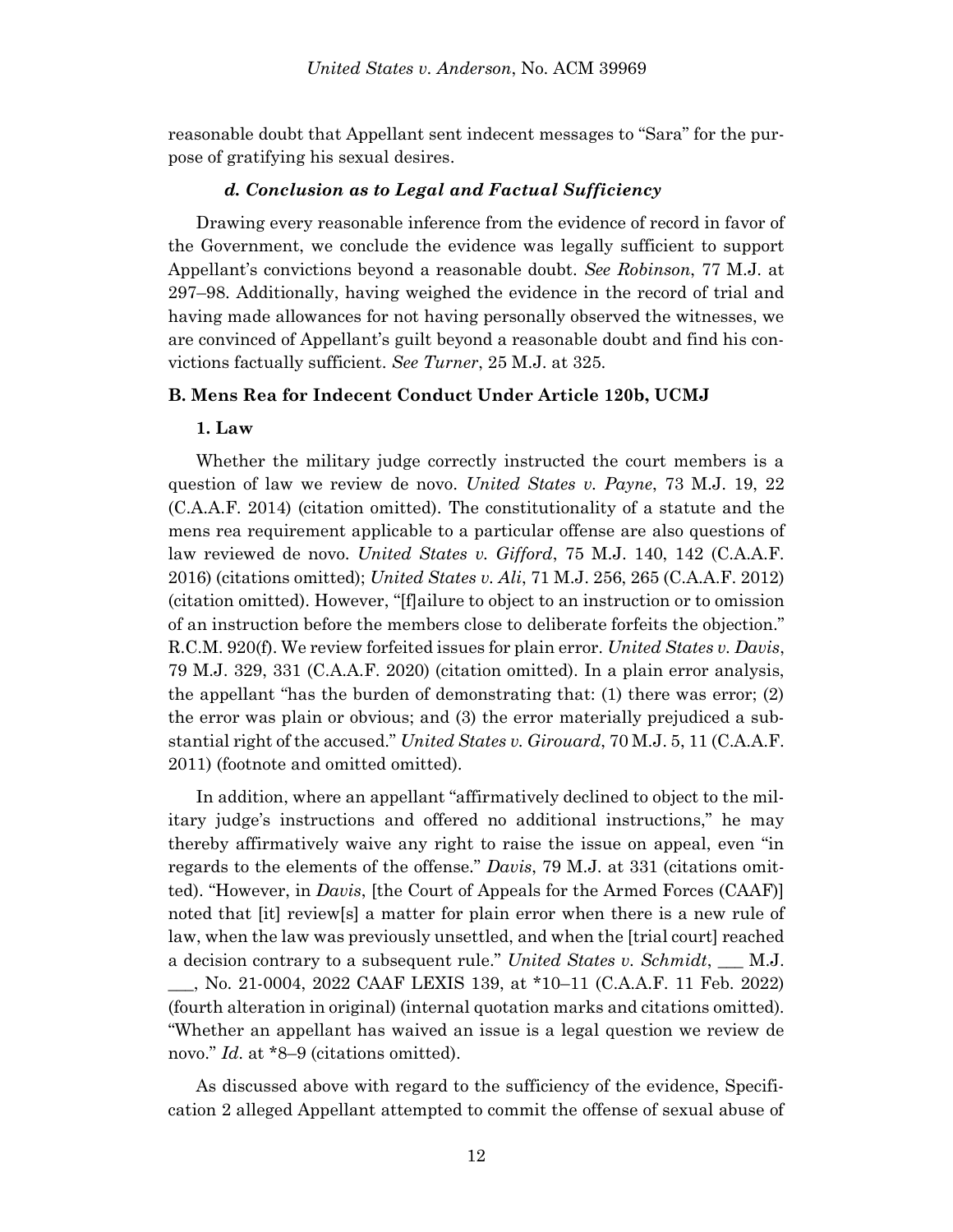reasonable doubt that Appellant sent indecent messages to "Sara" for the purpose of gratifying his sexual desires.

#### *d. Conclusion as to Legal and Factual Sufficiency*

Drawing every reasonable inference from the evidence of record in favor of the Government, we conclude the evidence was legally sufficient to support Appellant's convictions beyond a reasonable doubt. *See Robinson*, 77 M.J. at 297–98. Additionally, having weighed the evidence in the record of trial and having made allowances for not having personally observed the witnesses, we are convinced of Appellant's guilt beyond a reasonable doubt and find his convictions factually sufficient. *See Turner*, 25 M.J. at 325.

### B. Mens Rea for Indecent Conduct Under Article 120b, UCMJ

#### 1. Law

Whether the military judge correctly instructed the court members is a question of law we review de novo. *United States v. Payne*, 73 M.J. 19, 22 (C.A.A.F. 2014) (citation omitted). The constitutionality of a statute and the mens rea requirement applicable to a particular offense are also questions of law reviewed de novo. *United States v. Gifford*, 75 M.J. 140, 142 (C.A.A.F. 2016) (citations omitted); *United States v. Ali*, 71 M.J. 256, 265 (C.A.A.F. 2012) (citation omitted). However, "[f]ailure to object to an instruction or to omission of an instruction before the members close to deliberate forfeits the objection." R.C.M. 920(f). We review forfeited issues for plain error. *United States v. Davis*, 79 M.J. 329, 331 (C.A.A.F. 2020) (citation omitted). In a plain error analysis, the appellant "has the burden of demonstrating that: (1) there was error; (2) the error was plain or obvious; and (3) the error materially prejudiced a substantial right of the accused." *United States v. Girouard*, 70 M.J. 5, 11 (C.A.A.F. 2011) (footnote and omitted omitted).

In addition, where an appellant "affirmatively declined to object to the military judge's instructions and offered no additional instructions," he may thereby affirmatively waive any right to raise the issue on appeal, even "in regards to the elements of the offense." *Davis*, 79 M.J. at 331 (citations omitted). "However, in *Davis*, [the Court of Appeals for the Armed Forces (CAAF)] noted that [it] review[s] a matter for plain error when there is a new rule of law, when the law was previously unsettled, and when the [trial court] reached a decision contrary to a subsequent rule." *United States v. Schmidt*, ___ M.J. ___, No. 21-0004, 2022 CAAF LEXIS 139, at *10–11 (C.A.A.F. 11 Feb. 2022) (fourth alteration in original) (internal quotation marks and citations omitted). "Whether an appellant has waived an issue is a legal question we review de novo." *Id.* at *8–9 (citations omitted).

As discussed above with regard to the sufficiency of the evidence, Specification 2 alleged Appellant attempted to commit the offense of sexual abuse of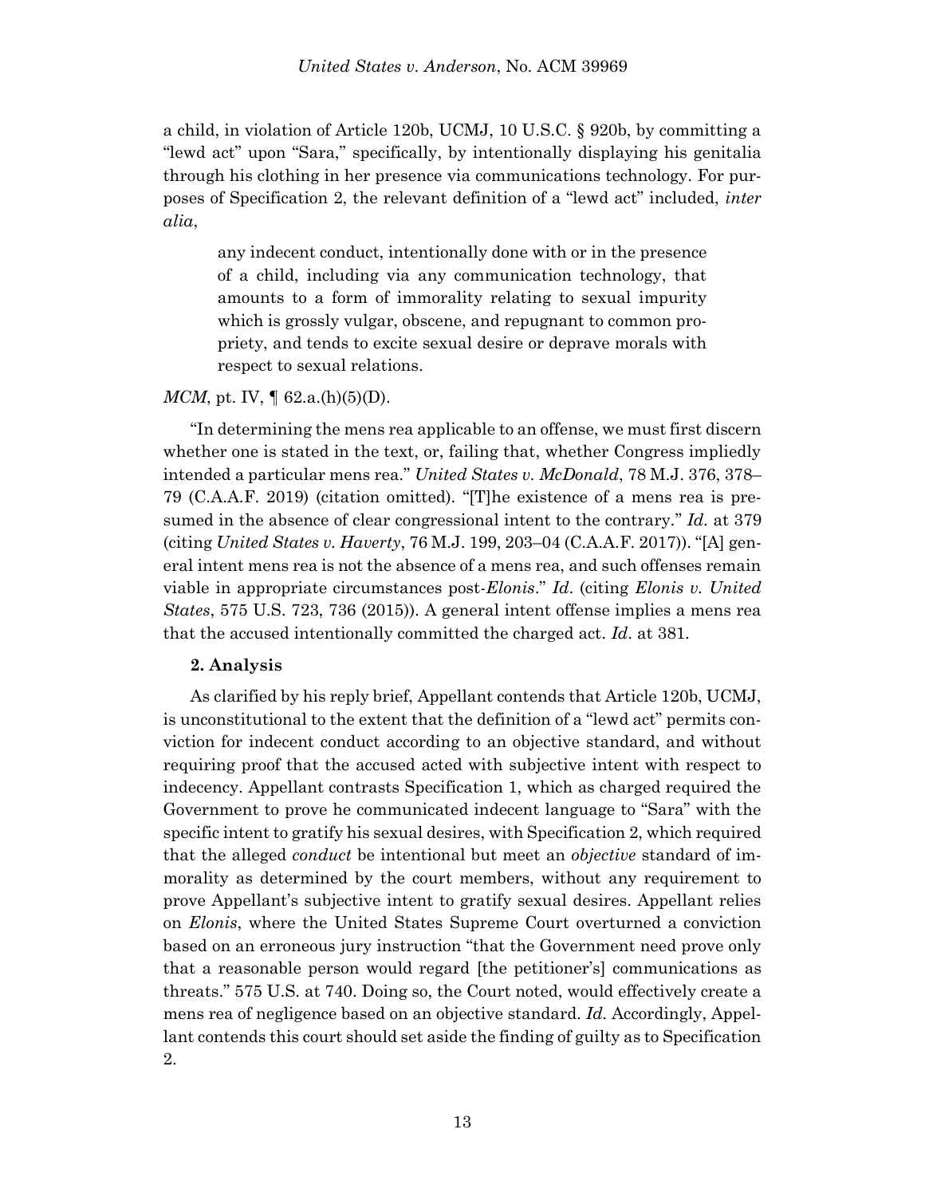a child, in violation of Article 120b, UCMJ, 10 U.S.C. § 920b, by committing a "lewd act" upon "Sara," specifically, by intentionally displaying his genitalia through his clothing in her presence via communications technology. For purposes of Specification 2, the relevant definition of a "lewd act" included, *inter alia*,

> any indecent conduct, intentionally done with or in the presence of a child, including via any communication technology, that amounts to a form of immorality relating to sexual impurity which is grossly vulgar, obscene, and repugnant to common propriety, and tends to excite sexual desire or deprave morals with respect to sexual relations.

*MCM*, pt. IV, ¶ 62.a.(h)(5)(D).

"In determining the mens rea applicable to an offense, we must first discern whether one is stated in the text, or, failing that, whether Congress impliedly intended a particular mens rea." *United States v. McDonald*, 78 M.J. 376, 378–79 (C.A.A.F. 2019) (citation omitted). "[T]he existence of a mens rea is presumed in the absence of clear congressional intent to the contrary." *Id.* at 379 (citing *United States v. Haverty*, 76 M.J. 199, 203–04 (C.A.A.F. 2017)). "[A] general intent mens rea is not the absence of a mens rea, and such offenses remain viable in appropriate circumstances post-*Elonis*." *Id*. (citing *Elonis v. United States*, 575 U.S. 723, 736 (2015)). A general intent offense implies a mens rea that the accused intentionally committed the charged act. *Id.* at 381.

**2. Analysis**

As clarified by his reply brief, Appellant contends that Article 120b, UCMJ, is unconstitutional to the extent that the definition of a "lewd act" permits conviction for indecent conduct according to an objective standard, and without requiring proof that the accused acted with subjective intent with respect to indecency. Appellant contrasts Specification 1, which as charged required the Government to prove he communicated indecent language to "Sara" with the specific intent to gratify his sexual desires, with Specification 2, which required that the alleged *conduct* be intentional but meet an *objective* standard of immorality as determined by the court members, without any requirement to prove Appellant's subjective intent to gratify sexual desires. Appellant relies on *Elonis*, where the United States Supreme Court overturned a conviction based on an erroneous jury instruction "that the Government need prove only that a reasonable person would regard [the petitioner's] communications as threats." 575 U.S. at 740. Doing so, the Court noted, would effectively create a mens rea of negligence based on an objective standard. *Id.* Accordingly, Appellant contends this court should set aside the finding of guilty as to Specification 2.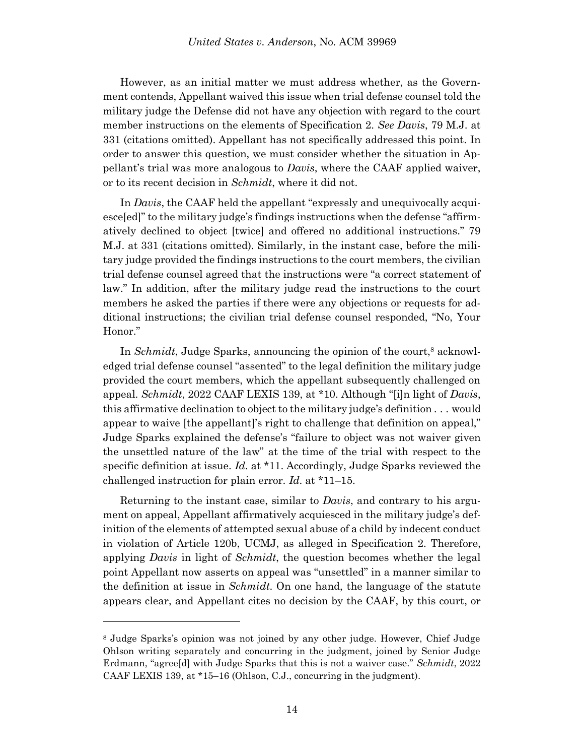However, as an initial matter we must address whether, as the Government contends, Appellant waived this issue when trial defense counsel told the military judge the Defense did not have any objection with regard to the court member instructions on the elements of Specification 2. *See Davis*, 79 M.J. at 331 (citations omitted). Appellant has not specifically addressed this point. In order to answer this question, we must consider whether the situation in Appellant's trial was more analogous to *Davis*, where the CAAF applied waiver, or to its recent decision in *Schmidt*, where it did not.

In *Davis*, the CAAF held the appellant "expressly and unequivocally acquiesce[ed]" to the military judge's findings instructions when the defense "affirmatively declined to object [twice] and offered no additional instructions." 79 M.J. at 331 (citations omitted). Similarly, in the instant case, before the military judge provided the findings instructions to the court members, the civilian trial defense counsel agreed that the instructions were "a correct statement of law." In addition, after the military judge read the instructions to the court members he asked the parties if there were any objections or requests for additional instructions; the civilian trial defense counsel responded, "No, Your Honor."

In *Schmidt*, Judge Sparks, announcing the opinion of the court,[8] acknowledged trial defense counsel "assented" to the legal definition the military judge provided the court members, which the appellant subsequently challenged on appeal. *Schmidt*, 2022 CAAF LEXIS 139, at *10. Although "[i]n light of *Davis*, this affirmative declination to object to the military judge's definition . . . would appear to waive [the appellant]'s right to challenge that definition on appeal," Judge Sparks explained the defense's "failure to object was not waiver given the unsettled nature of the law" at the time of the trial with respect to the specific definition at issue. *Id.* at *11. Accordingly, Judge Sparks reviewed the challenged instruction for plain error. *Id.* at *11–15.

Returning to the instant case, similar to *Davis*, and contrary to his argument on appeal, Appellant affirmatively acquiesced in the military judge's definition of the elements of attempted sexual abuse of a child by indecent conduct in violation of Article 120b, UCMJ, as alleged in Specification 2. Therefore, applying *Davis* in light of *Schmidt*, the question becomes whether the legal point Appellant now asserts on appeal was "unsettled" in a manner similar to the definition at issue in *Schmidt*. On one hand, the language of the statute appears clear, and Appellant cites no decision by the CAAF, by this court, or

---

[8] Judge Sparks's opinion was not joined by any other judge. However, Chief Judge Ohlson writing separately and concurring in the judgment, joined by Senior Judge Erdmann, "agree[d] with Judge Sparks that this is not a waiver case." *Schmidt*, 2022 CAAF LEXIS 139, at *15–16 (Ohlson, C.J., concurring in the judgment).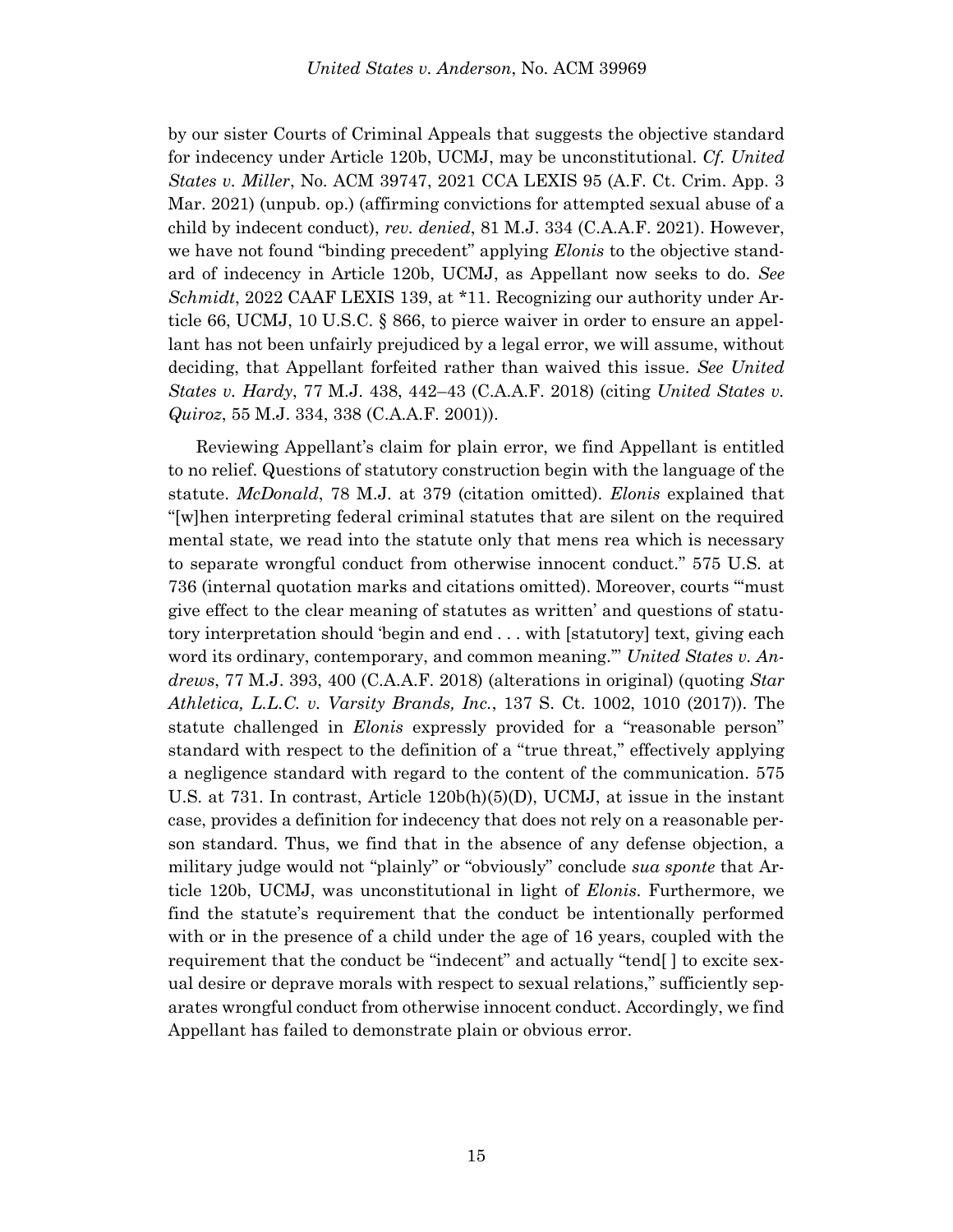by our sister Courts of Criminal Appeals that suggests the objective standard for indecency under Article 120b, UCMJ, may be unconstitutional. *Cf. United States v. Miller*, No. ACM 39747, 2021 CCA LEXIS 95 (A.F. Ct. Crim. App. 3 Mar. 2021) (unpub. op.) (affirming convictions for attempted sexual abuse of a child by indecent conduct), *rev. denied*, 81 M.J. 334 (C.A.A.F. 2021). However, we have not found "binding precedent" applying *Elonis* to the objective standard of indecency in Article 120b, UCMJ, as Appellant now seeks to do. *See Schmidt*, 2022 CAAF LEXIS 139, at *11. Recognizing our authority under Article 66, UCMJ, 10 U.S.C. § 866, to pierce waiver in order to ensure an appellant has not been unfairly prejudiced by a legal error, we will assume, without deciding, that Appellant forfeited rather than waived this issue. *See United States v. Hardy*, 77 M.J. 438, 442–43 (C.A.A.F. 2018) (citing *United States v. Quiroz*, 55 M.J. 334, 338 (C.A.A.F. 2001)).

Reviewing Appellant's claim for plain error, we find Appellant is entitled to no relief. Questions of statutory construction begin with the language of the statute. *McDonald*, 78 M.J. at 379 (citation omitted). *Elonis* explained that "[w]hen interpreting federal criminal statutes that are silent on the required mental state, we read into the statute only that mens rea which is necessary to separate wrongful conduct from otherwise innocent conduct." 575 U.S. at 736 (internal quotation marks and citations omitted). Moreover, courts "'must give effect to the clear meaning of statutes as written' and questions of statutory interpretation should 'begin and end . . . with [statutory] text, giving each word its ordinary, contemporary, and common meaning.'" *United States v. Andrews*, 77 M.J. 393, 400 (C.A.A.F. 2018) (alterations in original) (quoting *Star Athletica, L.L.C. v. Varsity Brands, Inc.*, 137 S. Ct. 1002, 1010 (2017)). The statute challenged in *Elonis* expressly provided for a "reasonable person" standard with respect to the definition of a "true threat," effectively applying a negligence standard with regard to the content of the communication. 575 U.S. at 731. In contrast, Article 120b(h)(5)(D), UCMJ, at issue in the instant case, provides a definition for indecency that does not rely on a reasonable person standard. Thus, we find that in the absence of any defense objection, a military judge would not "plainly" or "obviously" conclude *sua sponte* that Article 120b, UCMJ, was unconstitutional in light of *Elonis*. Furthermore, we find the statute's requirement that the conduct be intentionally performed with or in the presence of a child under the age of 16 years, coupled with the requirement that the conduct be "indecent" and actually "tend[ ] to excite sexual desire or deprave morals with respect to sexual relations," sufficiently separates wrongful conduct from otherwise innocent conduct. Accordingly, we find Appellant has failed to demonstrate plain or obvious error.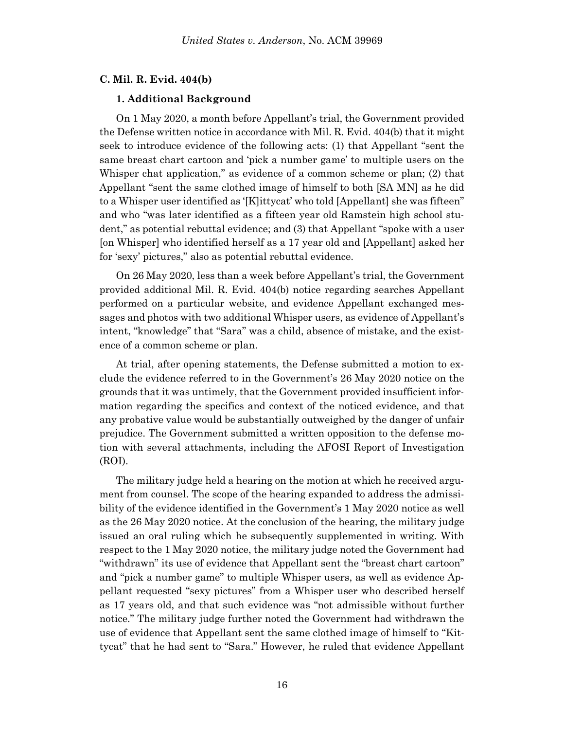### C. Mil. R. Evid. 404(b)

#### 1. Additional Background

On 1 May 2020, a month before Appellant's trial, the Government provided the Defense written notice in accordance with Mil. R. Evid. 404(b) that it might seek to introduce evidence of the following acts: (1) that Appellant "sent the same breast chart cartoon and 'pick a number game' to multiple users on the Whisper chat application," as evidence of a common scheme or plan; (2) that Appellant "sent the same clothed image of himself to both [SA MN] as he did to a Whisper user identified as '[K]ittycat' who told [Appellant] she was fifteen" and who "was later identified as a fifteen year old Ramstein high school student," as potential rebuttal evidence; and (3) that Appellant "spoke with a user [on Whisper] who identified herself as a 17 year old and [Appellant] asked her for 'sexy' pictures," also as potential rebuttal evidence.

On 26 May 2020, less than a week before Appellant's trial, the Government provided additional Mil. R. Evid. 404(b) notice regarding searches Appellant performed on a particular website, and evidence Appellant exchanged messages and photos with two additional Whisper users, as evidence of Appellant's intent, "knowledge" that "Sara" was a child, absence of mistake, and the existence of a common scheme or plan.

At trial, after opening statements, the Defense submitted a motion to exclude the evidence referred to in the Government's 26 May 2020 notice on the grounds that it was untimely, that the Government provided insufficient information regarding the specifics and context of the noticed evidence, and that any probative value would be substantially outweighed by the danger of unfair prejudice. The Government submitted a written opposition to the defense motion with several attachments, including the AFOSI Report of Investigation (ROI).

The military judge held a hearing on the motion at which he received argument from counsel. The scope of the hearing expanded to address the admissibility of the evidence identified in the Government's 1 May 2020 notice as well as the 26 May 2020 notice. At the conclusion of the hearing, the military judge issued an oral ruling which he subsequently supplemented in writing. With respect to the 1 May 2020 notice, the military judge noted the Government had "withdrawn" its use of evidence that Appellant sent the "breast chart cartoon" and "pick a number game" to multiple Whisper users, as well as evidence Appellant requested "sexy pictures" from a Whisper user who described herself as 17 years old, and that such evidence was "not admissible without further notice." The military judge further noted the Government had withdrawn the use of evidence that Appellant sent the same clothed image of himself to "Kittycat" that he had sent to "Sara." However, he ruled that evidence Appellant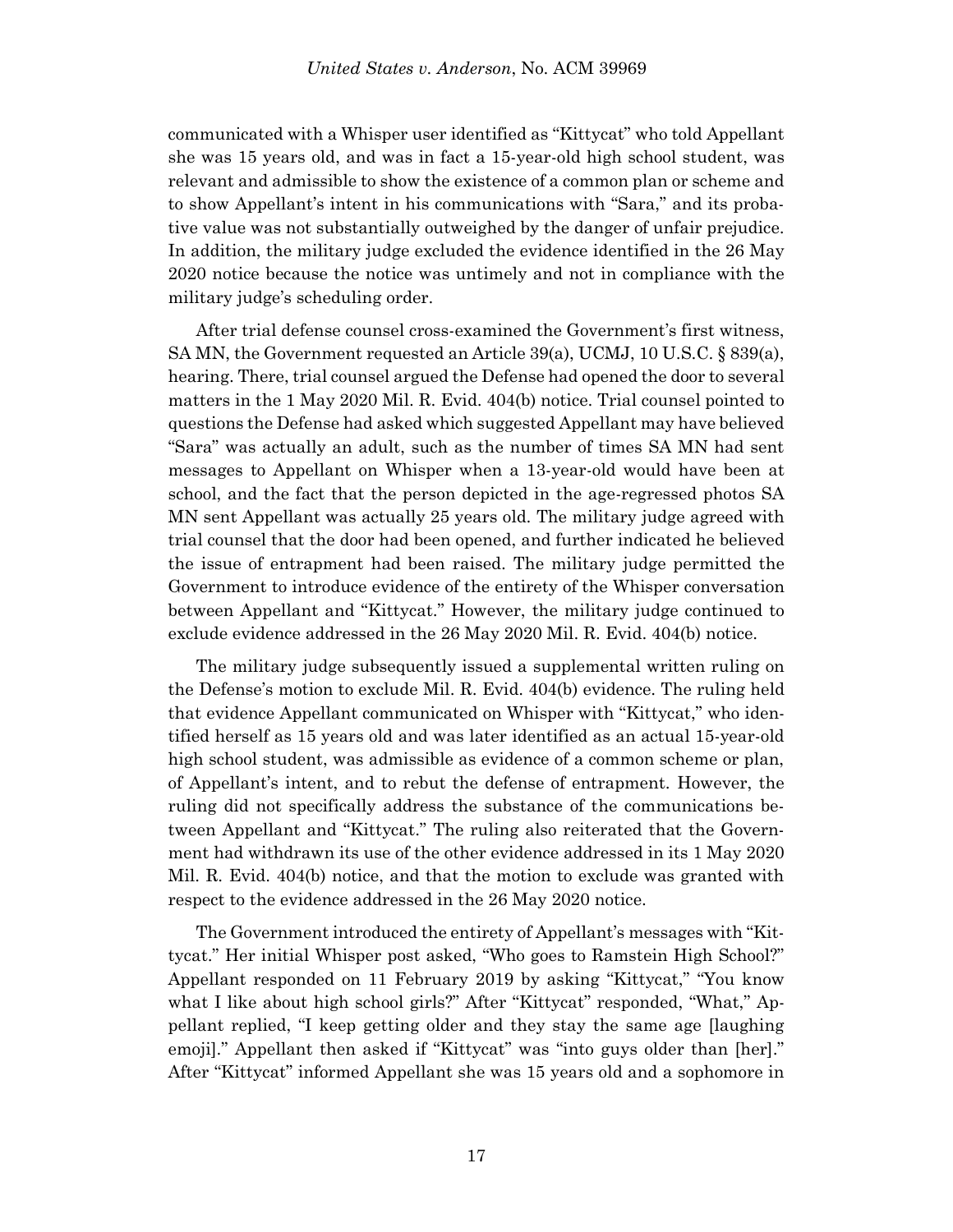communicated with a Whisper user identified as "Kittycat" who told Appellant she was 15 years old, and was in fact a 15-year-old high school student, was relevant and admissible to show the existence of a common plan or scheme and to show Appellant's intent in his communications with "Sara," and its probative value was not substantially outweighed by the danger of unfair prejudice. In addition, the military judge excluded the evidence identified in the 26 May 2020 notice because the notice was untimely and not in compliance with the military judge's scheduling order.

After trial defense counsel cross-examined the Government's first witness, SA MN, the Government requested an Article 39(a), UCMJ, 10 U.S.C. § 839(a), hearing. There, trial counsel argued the Defense had opened the door to several matters in the 1 May 2020 Mil. R. Evid. 404(b) notice. Trial counsel pointed to questions the Defense had asked which suggested Appellant may have believed "Sara" was actually an adult, such as the number of times SA MN had sent messages to Appellant on Whisper when a 13-year-old would have been at school, and the fact that the person depicted in the age-regressed photos SA MN sent Appellant was actually 25 years old. The military judge agreed with trial counsel that the door had been opened, and further indicated he believed the issue of entrapment had been raised. The military judge permitted the Government to introduce evidence of the entirety of the Whisper conversation between Appellant and "Kittycat." However, the military judge continued to exclude evidence addressed in the 26 May 2020 Mil. R. Evid. 404(b) notice.

The military judge subsequently issued a supplemental written ruling on the Defense's motion to exclude Mil. R. Evid. 404(b) evidence. The ruling held that evidence Appellant communicated on Whisper with "Kittycat," who identified herself as 15 years old and was later identified as an actual 15-year-old high school student, was admissible as evidence of a common scheme or plan, of Appellant's intent, and to rebut the defense of entrapment. However, the ruling did not specifically address the substance of the communications between Appellant and "Kittycat." The ruling also reiterated that the Government had withdrawn its use of the other evidence addressed in its 1 May 2020 Mil. R. Evid. 404(b) notice, and that the motion to exclude was granted with respect to the evidence addressed in the 26 May 2020 notice.

The Government introduced the entirety of Appellant's messages with "Kittycat." Her initial Whisper post asked, "Who goes to Ramstein High School?" Appellant responded on 11 February 2019 by asking "Kittycat," "You know what I like about high school girls?" After "Kittycat" responded, "What," Appellant replied, "I keep getting older and they stay the same age [laughing emoji]." Appellant then asked if "Kittycat" was "into guys older than [her]." After "Kittycat" informed Appellant she was 15 years old and a sophomore in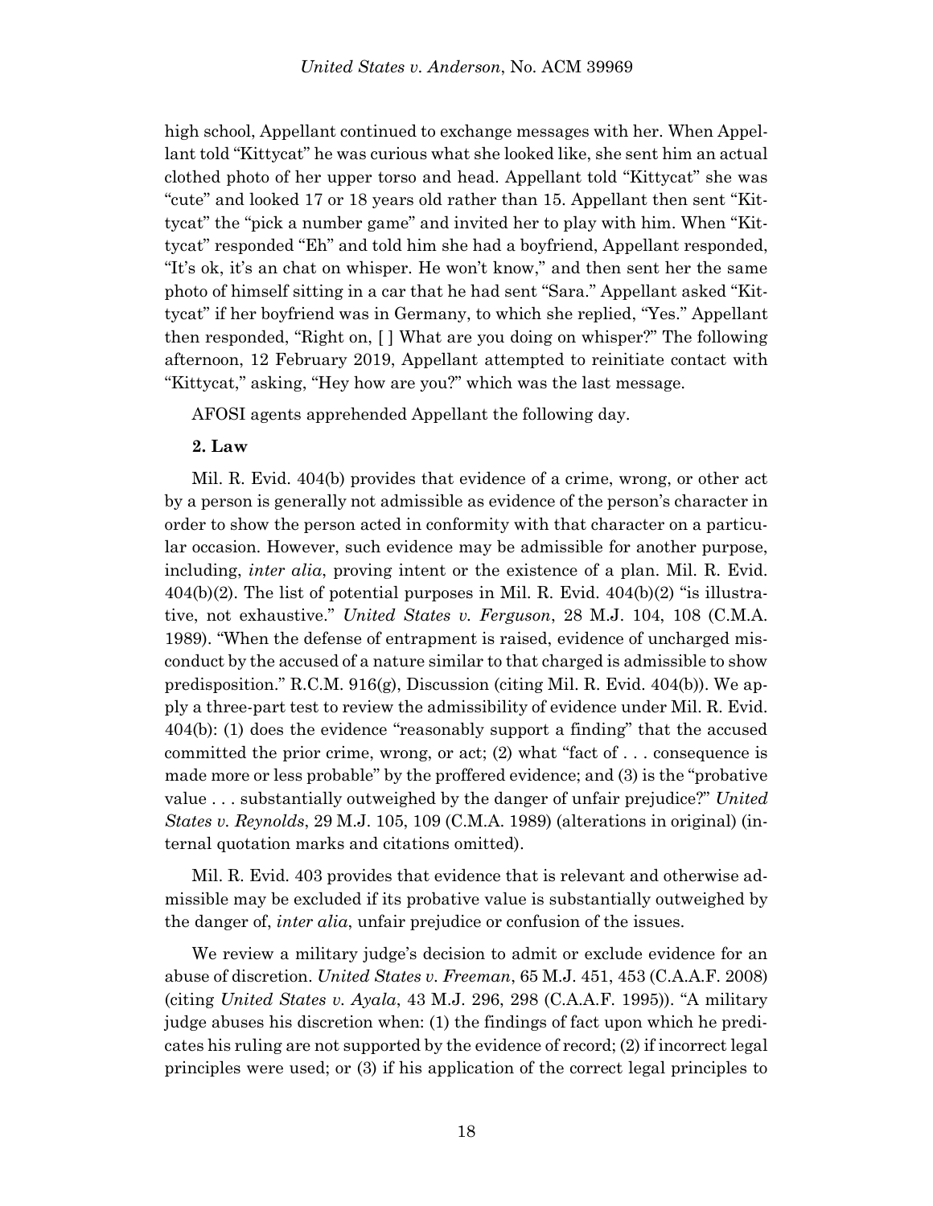high school, Appellant continued to exchange messages with her. When Appellant told "Kittycat" he was curious what she looked like, she sent him an actual clothed photo of her upper torso and head. Appellant told "Kittycat" she was "cute" and looked 17 or 18 years old rather than 15. Appellant then sent "Kittycat" the "pick a number game" and invited her to play with him. When "Kittycat" responded "Eh" and told him she had a boyfriend, Appellant responded, "It's ok, it's an chat on whisper. He won't know," and then sent her the same photo of himself sitting in a car that he had sent "Sara." Appellant asked "Kittycat" if her boyfriend was in Germany, to which she replied, "Yes." Appellant then responded, "Right on, [ ] What are you doing on whisper?" The following afternoon, 12 February 2019, Appellant attempted to reinitiate contact with "Kittycat," asking, "Hey how are you?" which was the last message.

AFOSI agents apprehended Appellant the following day.

**2. Law**

Mil. R. Evid. 404(b) provides that evidence of a crime, wrong, or other act by a person is generally not admissible as evidence of the person's character in order to show the person acted in conformity with that character on a particular occasion. However, such evidence may be admissible for another purpose, including, *inter alia*, proving intent or the existence of a plan. Mil. R. Evid. 404(b)(2). The list of potential purposes in Mil. R. Evid. 404(b)(2) "is illustrative, not exhaustive." *United States v. Ferguson*, 28 M.J. 104, 108 (C.M.A. 1989). "When the defense of entrapment is raised, evidence of uncharged misconduct by the accused of a nature similar to that charged is admissible to show predisposition." R.C.M. 916(g), Discussion (citing Mil. R. Evid. 404(b)). We apply a three-part test to review the admissibility of evidence under Mil. R. Evid. 404(b): (1) does the evidence "reasonably support a finding" that the accused committed the prior crime, wrong, or act; (2) what "fact of . . . consequence is made more or less probable" by the proffered evidence; and (3) is the "probative value . . . substantially outweighed by the danger of unfair prejudice?" *United States v. Reynolds*, 29 M.J. 105, 109 (C.M.A. 1989) (alterations in original) (internal quotation marks and citations omitted).

Mil. R. Evid. 403 provides that evidence that is relevant and otherwise admissible may be excluded if its probative value is substantially outweighed by the danger of, *inter alia*, unfair prejudice or confusion of the issues.

We review a military judge's decision to admit or exclude evidence for an abuse of discretion. *United States v. Freeman*, 65 M.J. 451, 453 (C.A.A.F. 2008) (citing *United States v. Ayala*, 43 M.J. 296, 298 (C.A.A.F. 1995)). "A military judge abuses his discretion when: (1) the findings of fact upon which he predicates his ruling are not supported by the evidence of record; (2) if incorrect legal principles were used; or (3) if his application of the correct legal principles to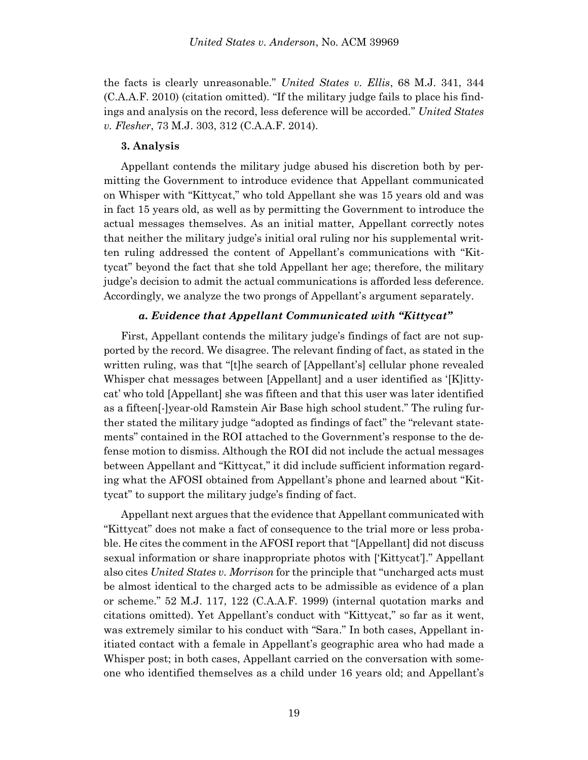the facts is clearly unreasonable." *United States v. Ellis*, 68 M.J. 341, 344 (C.A.A.F. 2010) (citation omitted). "If the military judge fails to place his findings and analysis on the record, less deference will be accorded." *United States v. Flesher*, 73 M.J. 303, 312 (C.A.A.F. 2014).

**3. Analysis**

Appellant contends the military judge abused his discretion both by permitting the Government to introduce evidence that Appellant communicated on Whisper with "Kittycat," who told Appellant she was 15 years old and was in fact 15 years old, as well as by permitting the Government to introduce the actual messages themselves. As an initial matter, Appellant correctly notes that neither the military judge's initial oral ruling nor his supplemental written ruling addressed the content of Appellant's communications with "Kittycat" beyond the fact that she told Appellant her age; therefore, the military judge's decision to admit the actual communications is afforded less deference. Accordingly, we analyze the two prongs of Appellant's argument separately.

***a. Evidence that Appellant Communicated with "Kittycat"***

First, Appellant contends the military judge's findings of fact are not supported by the record. We disagree. The relevant finding of fact, as stated in the written ruling, was that "[t]he search of [Appellant's] cellular phone revealed Whisper chat messages between [Appellant] and a user identified as '[K]ittycat' who told [Appellant] she was fifteen and that this user was later identified as a fifteen[-]year-old Ramstein Air Base high school student." The ruling further stated the military judge "adopted as findings of fact" the "relevant statements" contained in the ROI attached to the Government's response to the defense motion to dismiss. Although the ROI did not include the actual messages between Appellant and "Kittycat," it did include sufficient information regarding what the AFOSI obtained from Appellant's phone and learned about "Kittycat" to support the military judge's finding of fact.

Appellant next argues that the evidence that Appellant communicated with "Kittycat" does not make a fact of consequence to the trial more or less probable. He cites the comment in the AFOSI report that "[Appellant] did not discuss sexual information or share inappropriate photos with ['Kittycat']." Appellant also cites *United States v. Morrison* for the principle that "uncharged acts must be almost identical to the charged acts to be admissible as evidence of a plan or scheme." 52 M.J. 117, 122 (C.A.A.F. 1999) (internal quotation marks and citations omitted). Yet Appellant's conduct with "Kittycat," so far as it went, was extremely similar to his conduct with "Sara." In both cases, Appellant initiated contact with a female in Appellant's geographic area who had made a Whisper post; in both cases, Appellant carried on the conversation with someone who identified themselves as a child under 16 years old; and Appellant's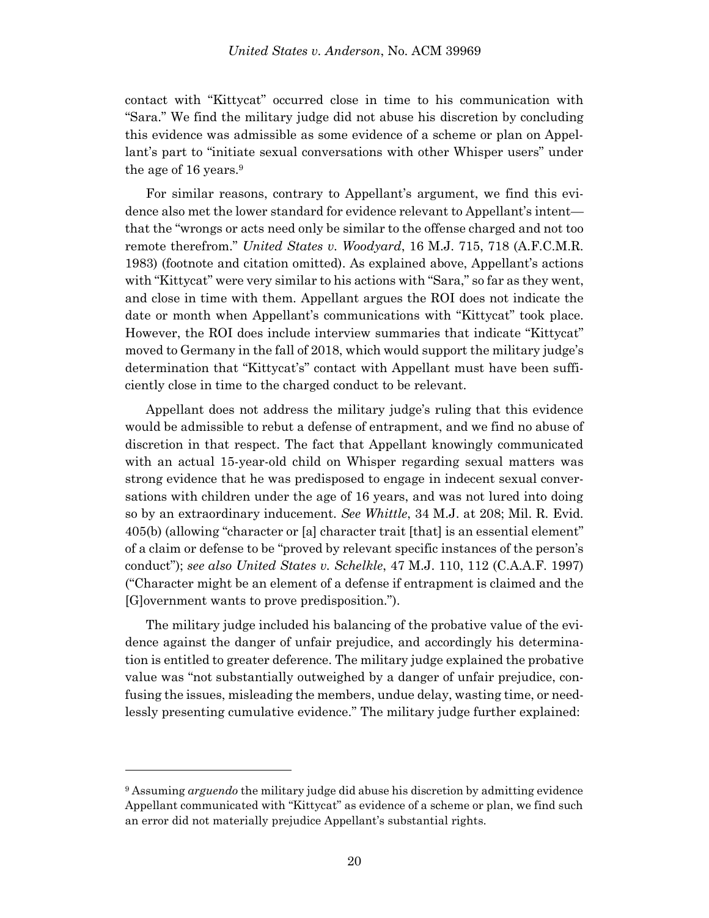contact with "Kittycat" occurred close in time to his communication with "Sara." We find the military judge did not abuse his discretion by concluding this evidence was admissible as some evidence of a scheme or plan on Appellant's part to "initiate sexual conversations with other Whisper users" under the age of 16 years.[9]

For similar reasons, contrary to Appellant's argument, we find this evidence also met the lower standard for evidence relevant to Appellant's intent—that the "wrongs or acts need only be similar to the offense charged and not too remote therefrom." *United States v. Woodyard*, 16 M.J. 715, 718 (A.F.C.M.R. 1983) (footnote and citation omitted). As explained above, Appellant's actions with "Kittycat" were very similar to his actions with "Sara," so far as they went, and close in time with them. Appellant argues the ROI does not indicate the date or month when Appellant's communications with "Kittycat" took place. However, the ROI does include interview summaries that indicate "Kittycat" moved to Germany in the fall of 2018, which would support the military judge's determination that "Kittycat's" contact with Appellant must have been sufficiently close in time to the charged conduct to be relevant.

Appellant does not address the military judge's ruling that this evidence would be admissible to rebut a defense of entrapment, and we find no abuse of discretion in that respect. The fact that Appellant knowingly communicated with an actual 15-year-old child on Whisper regarding sexual matters was strong evidence that he was predisposed to engage in indecent sexual conversations with children under the age of 16 years, and was not lured into doing so by an extraordinary inducement. *See Whittle*, 34 M.J. at 208; Mil. R. Evid. 405(b) (allowing "character or [a] character trait [that] is an essential element" of a claim or defense to be "proved by relevant specific instances of the person's conduct"); *see also United States v. Schelkle*, 47 M.J. 110, 112 (C.A.A.F. 1997) ("Character might be an element of a defense if entrapment is claimed and the [G]overnment wants to prove predisposition.").

The military judge included his balancing of the probative value of the evidence against the danger of unfair prejudice, and accordingly his determination is entitled to greater deference. The military judge explained the probative value was "not substantially outweighed by a danger of unfair prejudice, confusing the issues, misleading the members, undue delay, wasting time, or needlessly presenting cumulative evidence." The military judge further explained:

---

[9] Assuming *arguendo* the military judge did abuse his discretion by admitting evidence Appellant communicated with "Kittycat" as evidence of a scheme or plan, we find such an error did not materially prejudice Appellant's substantial rights.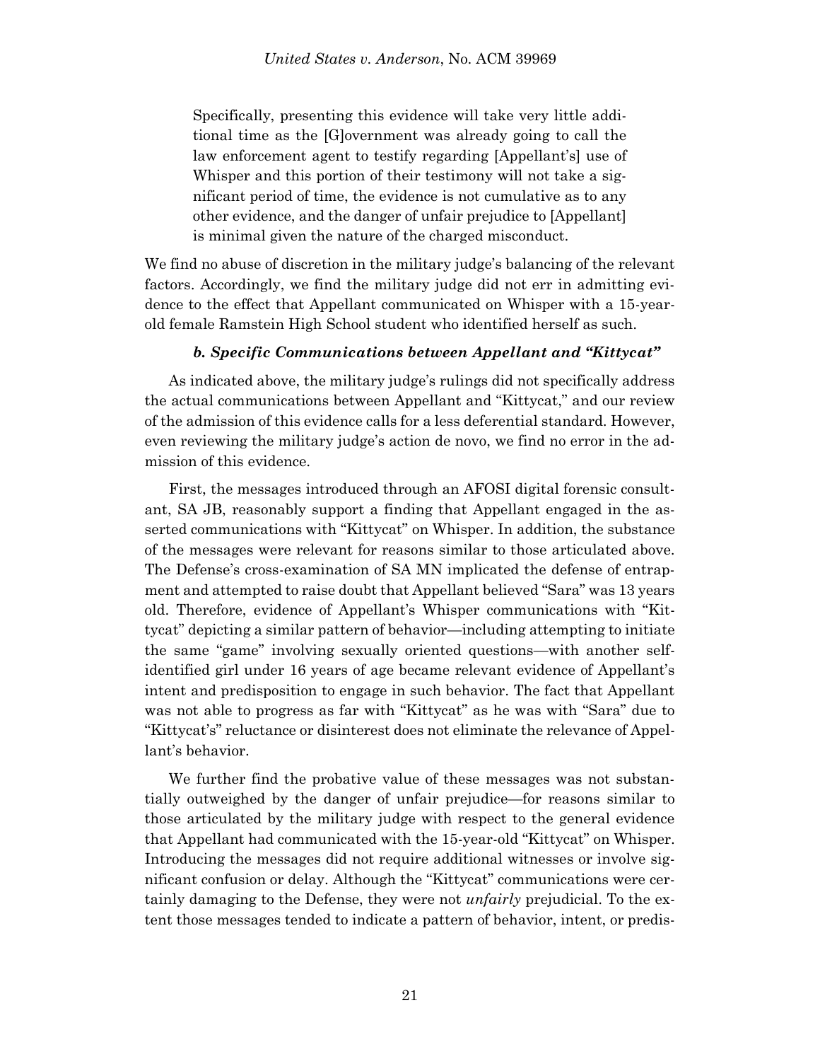> Specifically, presenting this evidence will take very little additional time as the [G]overnment was already going to call the law enforcement agent to testify regarding [Appellant's] use of Whisper and this portion of their testimony will not take a significant period of time, the evidence is not cumulative as to any other evidence, and the danger of unfair prejudice to [Appellant] is minimal given the nature of the charged misconduct.

We find no abuse of discretion in the military judge's balancing of the relevant factors. Accordingly, we find the military judge did not err in admitting evidence to the effect that Appellant communicated on Whisper with a 15-year-old female Ramstein High School student who identified herself as such.

#### *b. Specific Communications between Appellant and "Kittycat"*

As indicated above, the military judge's rulings did not specifically address the actual communications between Appellant and "Kittycat," and our review of the admission of this evidence calls for a less deferential standard. However, even reviewing the military judge's action de novo, we find no error in the admission of this evidence.

First, the messages introduced through an AFOSI digital forensic consultant, SA JB, reasonably support a finding that Appellant engaged in the asserted communications with "Kittycat" on Whisper. In addition, the substance of the messages were relevant for reasons similar to those articulated above. The Defense's cross-examination of SA MN implicated the defense of entrapment and attempted to raise doubt that Appellant believed "Sara" was 13 years old. Therefore, evidence of Appellant's Whisper communications with "Kittycat" depicting a similar pattern of behavior—including attempting to initiate the same "game" involving sexually oriented questions—with another self-identified girl under 16 years of age became relevant evidence of Appellant's intent and predisposition to engage in such behavior. The fact that Appellant was not able to progress as far with "Kittycat" as he was with "Sara" due to "Kittycat's" reluctance or disinterest does not eliminate the relevance of Appellant's behavior.

We further find the probative value of these messages was not substantially outweighed by the danger of unfair prejudice—for reasons similar to those articulated by the military judge with respect to the general evidence that Appellant had communicated with the 15-year-old "Kittycat" on Whisper. Introducing the messages did not require additional witnesses or involve significant confusion or delay. Although the "Kittycat" communications were certainly damaging to the Defense, they were not *unfairly* prejudicial. To the extent those messages tended to indicate a pattern of behavior, intent, or predis-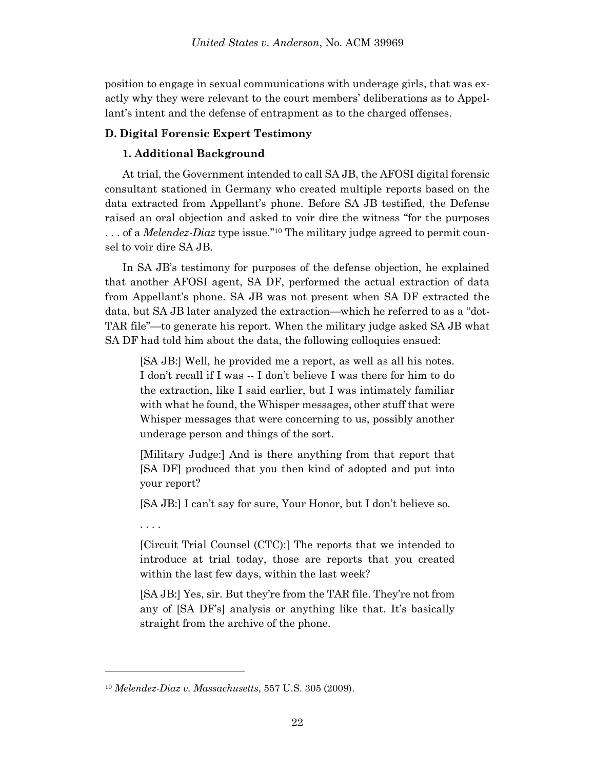position to engage in sexual communications with underage girls, that was exactly why they were relevant to the court members' deliberations as to Appellant's intent and the defense of entrapment as to the charged offenses.

### D. Digital Forensic Expert Testimony

#### 1. Additional Background

At trial, the Government intended to call SA JB, the AFOSI digital forensic consultant stationed in Germany who created multiple reports based on the data extracted from Appellant's phone. Before SA JB testified, the Defense raised an oral objection and asked to voir dire the witness "for the purposes . . . of a *Melendez-Diaz* type issue."[10] The military judge agreed to permit counsel to voir dire SA JB.

In SA JB's testimony for purposes of the defense objection, he explained that another AFOSI agent, SA DF, performed the actual extraction of data from Appellant's phone. SA JB was not present when SA DF extracted the data, but SA JB later analyzed the extraction—which he referred to as a "dot-TAR file"—to generate his report. When the military judge asked SA JB what SA DF had told him about the data, the following colloquies ensued:

> [SA JB:] Well, he provided me a report, as well as all his notes. I don't recall if I was -- I don't believe I was there for him to do the extraction, like I said earlier, but I was intimately familiar with what he found, the Whisper messages, other stuff that were Whisper messages that were concerning to us, possibly another underage person and things of the sort.
>
> [Military Judge:] And is there anything from that report that [SA DF] produced that you then kind of adopted and put into your report?
>
> [SA JB:] I can't say for sure, Your Honor, but I don't believe so.
>
> . . . .
>
> [Circuit Trial Counsel (CTC):] The reports that we intended to introduce at trial today, those are reports that you created within the last few days, within the last week?
>
> [SA JB:] Yes, sir. But they're from the TAR file. They're not from any of [SA DF's] analysis or anything like that. It's basically straight from the archive of the phone.

---

[10] *Melendez-Diaz v. Massachusetts*, 557 U.S. 305 (2009).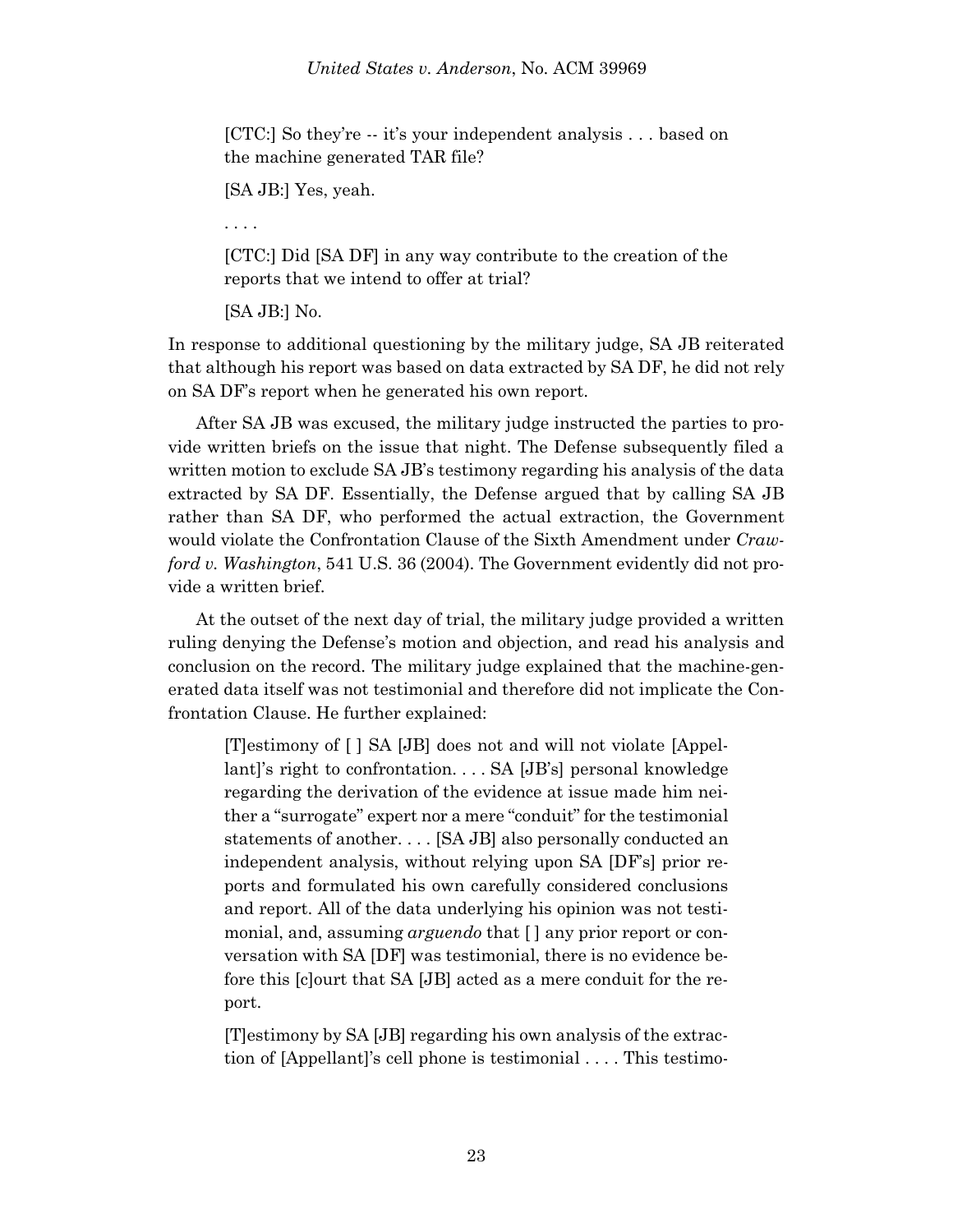> [CTC:] So they're -- it's your independent analysis . . . based on the machine generated TAR file?
>
> [SA JB:] Yes, yeah.
>
> . . . .
>
> [CTC:] Did [SA DF] in any way contribute to the creation of the reports that we intend to offer at trial?
>
> [SA JB:] No.

In response to additional questioning by the military judge, SA JB reiterated that although his report was based on data extracted by SA DF, he did not rely on SA DF's report when he generated his own report.

After SA JB was excused, the military judge instructed the parties to provide written briefs on the issue that night. The Defense subsequently filed a written motion to exclude SA JB's testimony regarding his analysis of the data extracted by SA DF. Essentially, the Defense argued that by calling SA JB rather than SA DF, who performed the actual extraction, the Government would violate the Confrontation Clause of the Sixth Amendment under *Crawford v. Washington*, 541 U.S. 36 (2004). The Government evidently did not provide a written brief.

At the outset of the next day of trial, the military judge provided a written ruling denying the Defense's motion and objection, and read his analysis and conclusion on the record. The military judge explained that the machine-generated data itself was not testimonial and therefore did not implicate the Confrontation Clause. He further explained:

> [T]estimony of [ ] SA [JB] does not and will not violate [Appellant]'s right to confrontation. . . . SA [JB's] personal knowledge regarding the derivation of the evidence at issue made him neither a "surrogate" expert nor a mere "conduit" for the testimonial statements of another. . . . [SA JB] also personally conducted an independent analysis, without relying upon SA [DF's] prior reports and formulated his own carefully considered conclusions and report. All of the data underlying his opinion was not testimonial, and, assuming *arguendo* that [ ] any prior report or conversation with SA [DF] was testimonial, there is no evidence before this [c]ourt that SA [JB] acted as a mere conduit for the report.
>
> [T]estimony by SA [JB] regarding his own analysis of the extraction of [Appellant]'s cell phone is testimonial . . . . This testimo-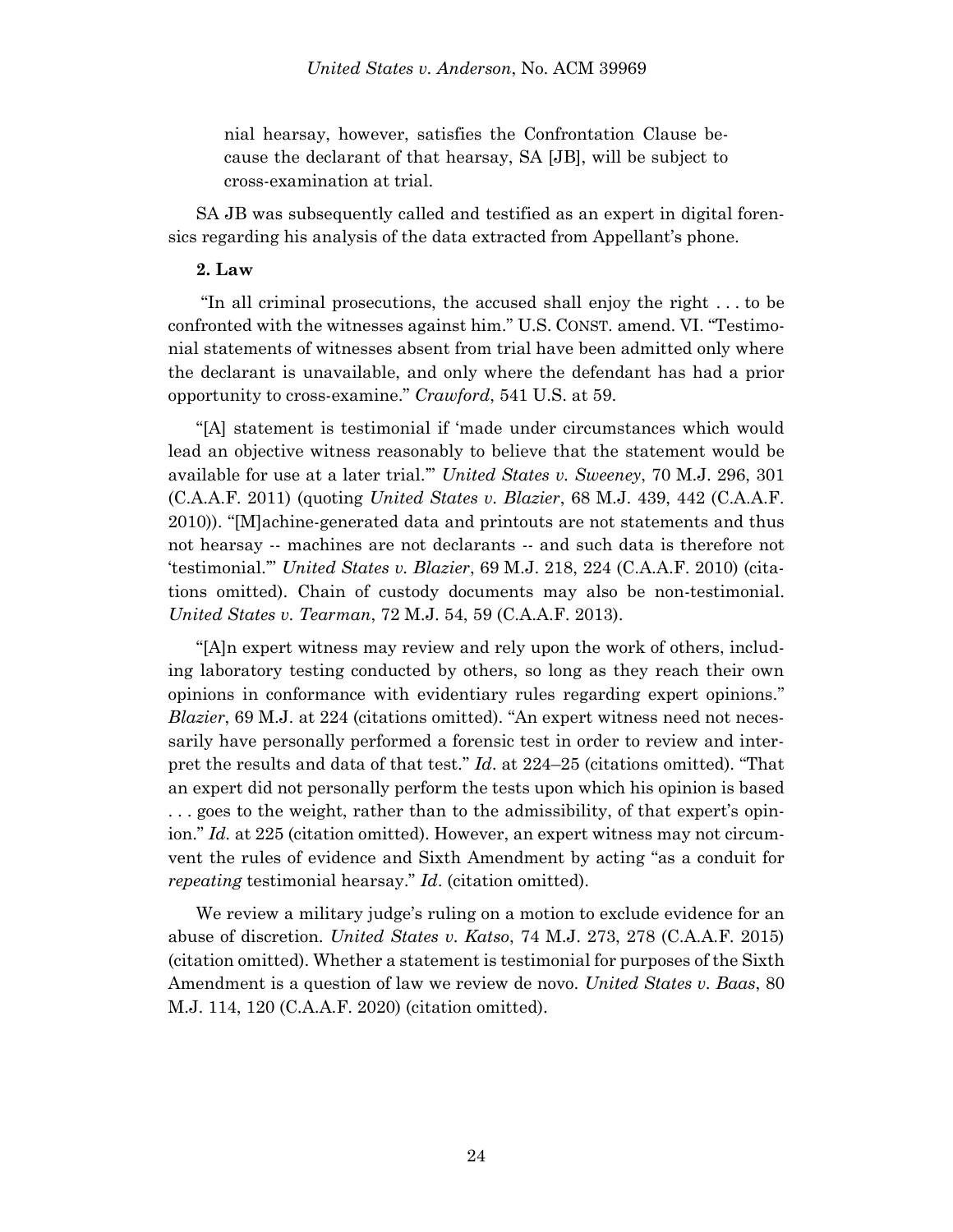nial hearsay, however, satisfies the Confrontation Clause because the declarant of that hearsay, SA [JB], will be subject to cross-examination at trial.

SA JB was subsequently called and testified as an expert in digital forensics regarding his analysis of the data extracted from Appellant's phone.

**2. Law**

"In all criminal prosecutions, the accused shall enjoy the right . . . to be confronted with the witnesses against him." U.S. CONST. amend. VI. "Testimonial statements of witnesses absent from trial have been admitted only where the declarant is unavailable, and only where the defendant has had a prior opportunity to cross-examine." *Crawford*, 541 U.S. at 59.

"[A] statement is testimonial if 'made under circumstances which would lead an objective witness reasonably to believe that the statement would be available for use at a later trial.'" *United States v. Sweeney*, 70 M.J. 296, 301 (C.A.A.F. 2011) (quoting *United States v. Blazier*, 68 M.J. 439, 442 (C.A.A.F. 2010)). "[M]achine-generated data and printouts are not statements and thus not hearsay -- machines are not declarants -- and such data is therefore not 'testimonial.'" *United States v. Blazier*, 69 M.J. 218, 224 (C.A.A.F. 2010) (citations omitted). Chain of custody documents may also be non-testimonial. *United States v. Tearman*, 72 M.J. 54, 59 (C.A.A.F. 2013).

"[A]n expert witness may review and rely upon the work of others, including laboratory testing conducted by others, so long as they reach their own opinions in conformance with evidentiary rules regarding expert opinions." *Blazier*, 69 M.J. at 224 (citations omitted). "An expert witness need not necessarily have personally performed a forensic test in order to review and interpret the results and data of that test." *Id*. at 224–25 (citations omitted). "That an expert did not personally perform the tests upon which his opinion is based . . . goes to the weight, rather than to the admissibility, of that expert's opinion." *Id.* at 225 (citation omitted). However, an expert witness may not circumvent the rules of evidence and Sixth Amendment by acting "as a conduit for *repeating* testimonial hearsay." *Id*. (citation omitted).

We review a military judge's ruling on a motion to exclude evidence for an abuse of discretion. *United States v. Katso*, 74 M.J. 273, 278 (C.A.A.F. 2015) (citation omitted). Whether a statement is testimonial for purposes of the Sixth Amendment is a question of law we review de novo. *United States v. Baas*, 80 M.J. 114, 120 (C.A.A.F. 2020) (citation omitted).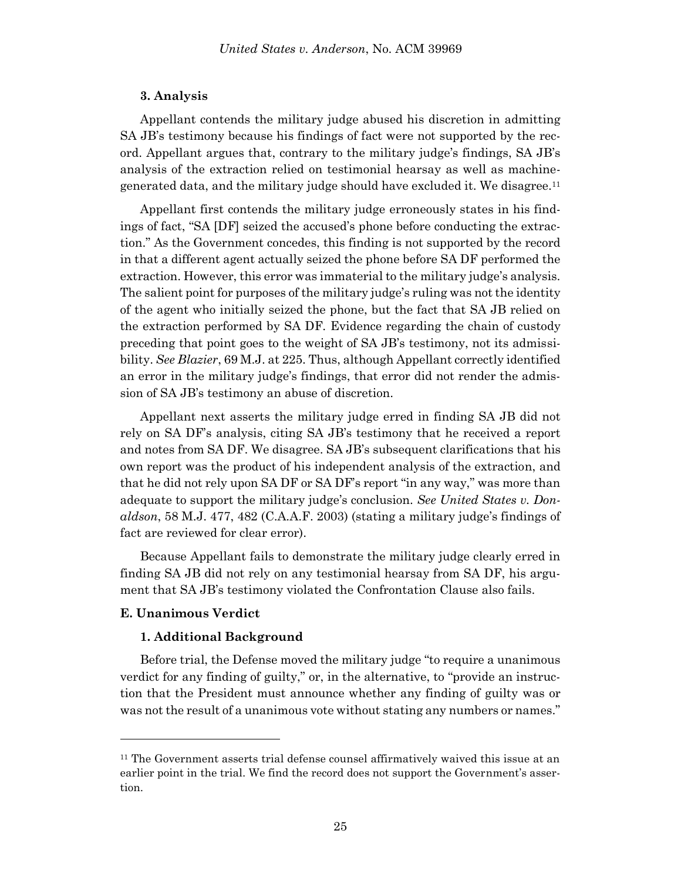### 3. Analysis

Appellant contends the military judge abused his discretion in admitting SA JB's testimony because his findings of fact were not supported by the record. Appellant argues that, contrary to the military judge's findings, SA JB's analysis of the extraction relied on testimonial hearsay as well as machine-generated data, and the military judge should have excluded it. We disagree.[11]

Appellant first contends the military judge erroneously states in his findings of fact, "SA [DF] seized the accused's phone before conducting the extraction." As the Government concedes, this finding is not supported by the record in that a different agent actually seized the phone before SA DF performed the extraction. However, this error was immaterial to the military judge's analysis. The salient point for purposes of the military judge's ruling was not the identity of the agent who initially seized the phone, but the fact that SA JB relied on the extraction performed by SA DF. Evidence regarding the chain of custody preceding that point goes to the weight of SA JB's testimony, not its admissibility. *See Blazier*, 69 M.J. at 225. Thus, although Appellant correctly identified an error in the military judge's findings, that error did not render the admission of SA JB's testimony an abuse of discretion.

Appellant next asserts the military judge erred in finding SA JB did not rely on SA DF's analysis, citing SA JB's testimony that he received a report and notes from SA DF. We disagree. SA JB's subsequent clarifications that his own report was the product of his independent analysis of the extraction, and that he did not rely upon SA DF or SA DF's report "in any way," was more than adequate to support the military judge's conclusion. *See United States v. Donaldson*, 58 M.J. 477, 482 (C.A.A.F. 2003) (stating a military judge's findings of fact are reviewed for clear error).

Because Appellant fails to demonstrate the military judge clearly erred in finding SA JB did not rely on any testimonial hearsay from SA DF, his argument that SA JB's testimony violated the Confrontation Clause also fails.

## E. Unanimous Verdict

### 1. Additional Background

Before trial, the Defense moved the military judge "to require a unanimous verdict for any finding of guilty," or, in the alternative, to "provide an instruction that the President must announce whether any finding of guilty was or was not the result of a unanimous vote without stating any numbers or names."

[11] The Government asserts trial defense counsel affirmatively waived this issue at an earlier point in the trial. We find the record does not support the Government's assertion.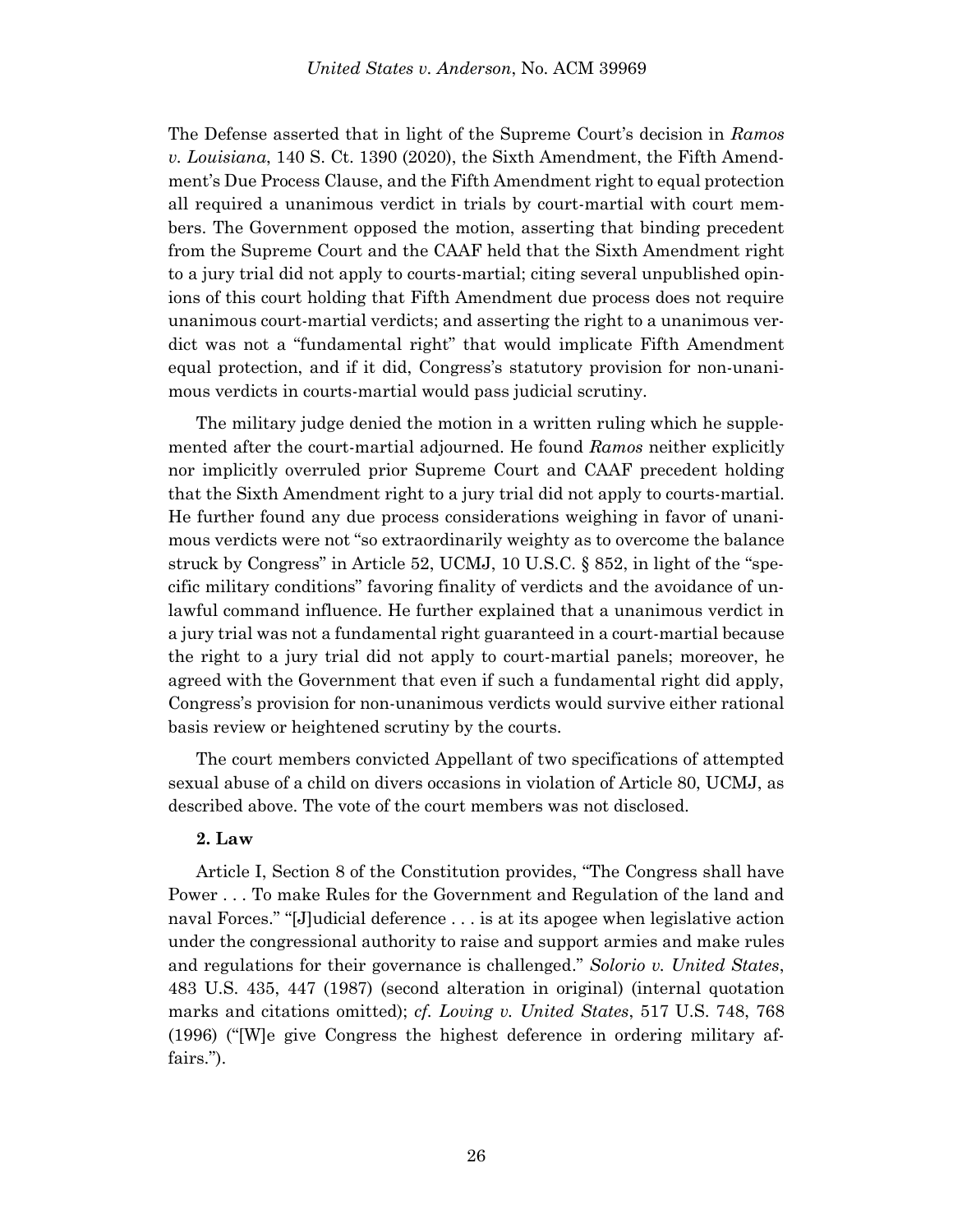The Defense asserted that in light of the Supreme Court's decision in *Ramos v. Louisiana*, 140 S. Ct. 1390 (2020), the Sixth Amendment, the Fifth Amendment's Due Process Clause, and the Fifth Amendment right to equal protection all required a unanimous verdict in trials by court-martial with court members. The Government opposed the motion, asserting that binding precedent from the Supreme Court and the CAAF held that the Sixth Amendment right to a jury trial did not apply to courts-martial; citing several unpublished opinions of this court holding that Fifth Amendment due process does not require unanimous court-martial verdicts; and asserting the right to a unanimous verdict was not a "fundamental right" that would implicate Fifth Amendment equal protection, and if it did, Congress's statutory provision for non-unanimous verdicts in courts-martial would pass judicial scrutiny.

The military judge denied the motion in a written ruling which he supplemented after the court-martial adjourned. He found *Ramos* neither explicitly nor implicitly overruled prior Supreme Court and CAAF precedent holding that the Sixth Amendment right to a jury trial did not apply to courts-martial. He further found any due process considerations weighing in favor of unanimous verdicts were not "so extraordinarily weighty as to overcome the balance struck by Congress" in Article 52, UCMJ, 10 U.S.C. § 852, in light of the "specific military conditions" favoring finality of verdicts and the avoidance of unlawful command influence. He further explained that a unanimous verdict in a jury trial was not a fundamental right guaranteed in a court-martial because the right to a jury trial did not apply to court-martial panels; moreover, he agreed with the Government that even if such a fundamental right did apply, Congress's provision for non-unanimous verdicts would survive either rational basis review or heightened scrutiny by the courts.

The court members convicted Appellant of two specifications of attempted sexual abuse of a child on divers occasions in violation of Article 80, UCMJ, as described above. The vote of the court members was not disclosed.

**2. Law**

Article I, Section 8 of the Constitution provides, "The Congress shall have Power . . . To make Rules for the Government and Regulation of the land and naval Forces." "[J]udicial deference . . . is at its apogee when legislative action under the congressional authority to raise and support armies and make rules and regulations for their governance is challenged." *Solorio v. United States*, 483 U.S. 435, 447 (1987) (second alteration in original) (internal quotation marks and citations omitted); *cf. Loving v. United States*, 517 U.S. 748, 768 (1996) ("[W]e give Congress the highest deference in ordering military affairs.").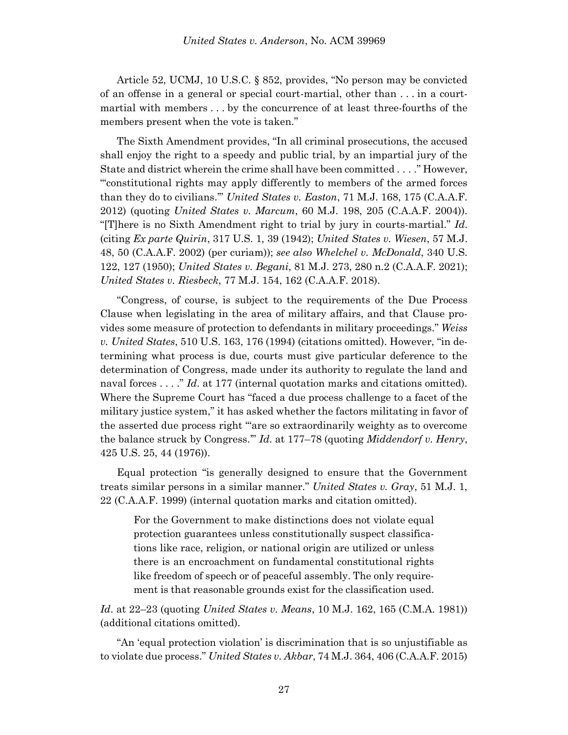Article 52, UCMJ, 10 U.S.C. § 852, provides, "No person may be convicted of an offense in a general or special court-martial, other than . . . in a court-martial with members . . . by the concurrence of at least three-fourths of the members present when the vote is taken."

The Sixth Amendment provides, "In all criminal prosecutions, the accused shall enjoy the right to a speedy and public trial, by an impartial jury of the State and district wherein the crime shall have been committed . . . ." However, "'constitutional rights may apply differently to members of the armed forces than they do to civilians.'" *United States v. Easton*, 71 M.J. 168, 175 (C.A.A.F. 2012) (quoting *United States v. Marcum*, 60 M.J. 198, 205 (C.A.A.F. 2004)). "[T]here is no Sixth Amendment right to trial by jury in courts-martial." *Id.* (citing *Ex parte Quirin*, 317 U.S. 1, 39 (1942); *United States v. Wiesen*, 57 M.J. 48, 50 (C.A.A.F. 2002) (per curiam)); *see also Whelchel v. McDonald*, 340 U.S. 122, 127 (1950); *United States v. Begani*, 81 M.J. 273, 280 n.2 (C.A.A.F. 2021); *United States v. Riesbeck*, 77 M.J. 154, 162 (C.A.A.F. 2018).

"Congress, of course, is subject to the requirements of the Due Process Clause when legislating in the area of military affairs, and that Clause provides some measure of protection to defendants in military proceedings." *Weiss v. United States*, 510 U.S. 163, 176 (1994) (citations omitted). However, "in determining what process is due, courts must give particular deference to the determination of Congress, made under its authority to regulate the land and naval forces . . . ." *Id.* at 177 (internal quotation marks and citations omitted). Where the Supreme Court has "faced a due process challenge to a facet of the military justice system," it has asked whether the factors militating in favor of the asserted due process right "'are so extraordinarily weighty as to overcome the balance struck by Congress.'" *Id.* at 177–78 (quoting *Middendorf v. Henry*, 425 U.S. 25, 44 (1976)).

Equal protection "is generally designed to ensure that the Government treats similar persons in a similar manner." *United States v. Gray*, 51 M.J. 1, 22 (C.A.A.F. 1999) (internal quotation marks and citation omitted).

> For the Government to make distinctions does not violate equal protection guarantees unless constitutionally suspect classifications like race, religion, or national origin are utilized or unless there is an encroachment on fundamental constitutional rights like freedom of speech or of peaceful assembly. The only requirement is that reasonable grounds exist for the classification used.

*Id.* at 22–23 (quoting *United States v. Means*, 10 M.J. 162, 165 (C.M.A. 1981)) (additional citations omitted).

"An 'equal protection violation' is discrimination that is so unjustifiable as to violate due process." *United States v. Akbar*, 74 M.J. 364, 406 (C.A.A.F. 2015)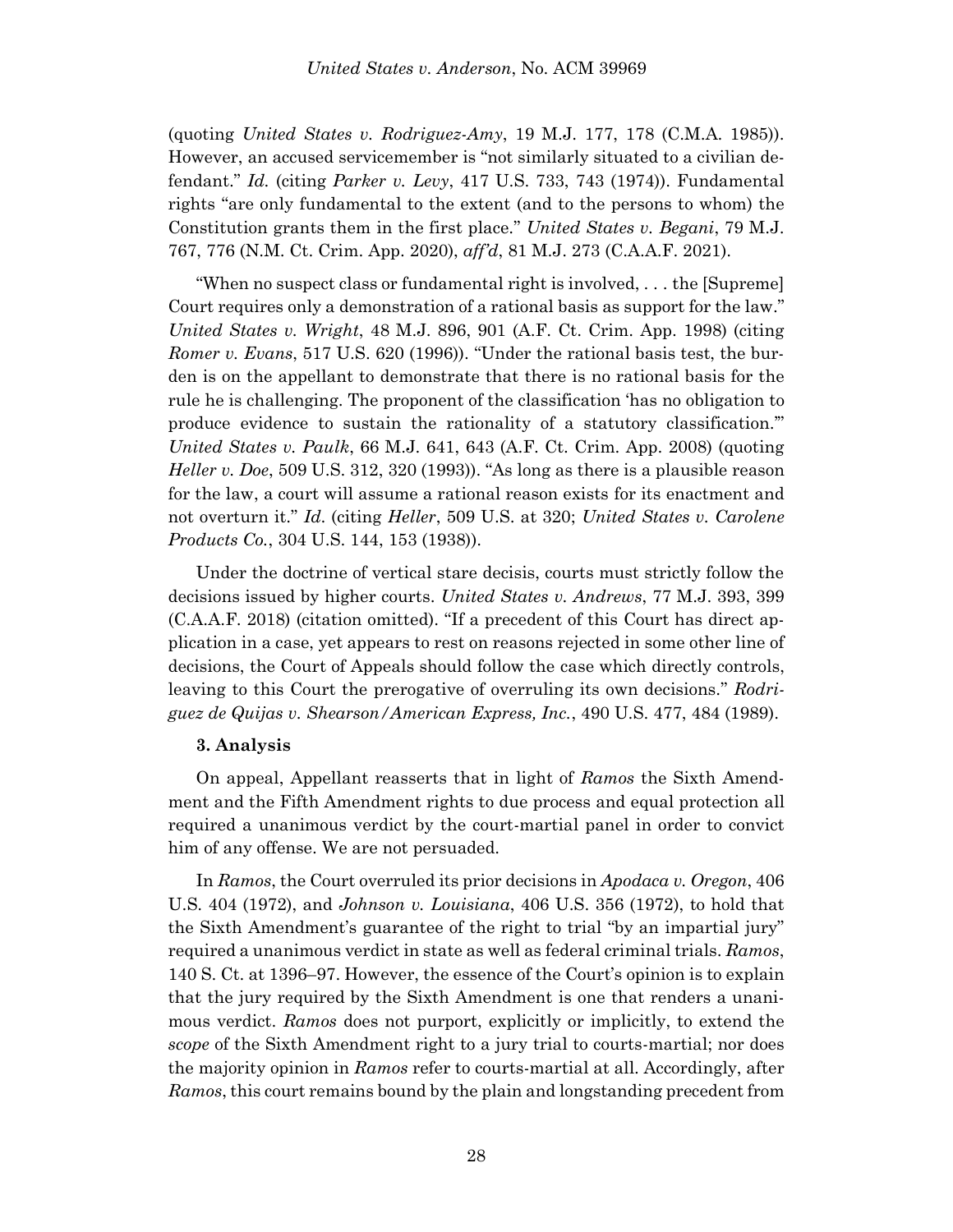(quoting *United States v. Rodriguez-Amy*, 19 M.J. 177, 178 (C.M.A. 1985)). However, an accused servicemember is "not similarly situated to a civilian defendant." *Id.* (citing *Parker v. Levy*, 417 U.S. 733, 743 (1974)). Fundamental rights "are only fundamental to the extent (and to the persons to whom) the Constitution grants them in the first place." *United States v. Begani*, 79 M.J. 767, 776 (N.M. Ct. Crim. App. 2020), *aff'd*, 81 M.J. 273 (C.A.A.F. 2021).

"When no suspect class or fundamental right is involved, . . . the [Supreme] Court requires only a demonstration of a rational basis as support for the law." *United States v. Wright*, 48 M.J. 896, 901 (A.F. Ct. Crim. App. 1998) (citing *Romer v. Evans*, 517 U.S. 620 (1996)). "Under the rational basis test, the burden is on the appellant to demonstrate that there is no rational basis for the rule he is challenging. The proponent of the classification 'has no obligation to produce evidence to sustain the rationality of a statutory classification.'" *United States v. Paulk*, 66 M.J. 641, 643 (A.F. Ct. Crim. App. 2008) (quoting *Heller v. Doe*, 509 U.S. 312, 320 (1993)). "As long as there is a plausible reason for the law, a court will assume a rational reason exists for its enactment and not overturn it." *Id.* (citing *Heller*, 509 U.S. at 320; *United States v. Carolene Products Co.*, 304 U.S. 144, 153 (1938)).

Under the doctrine of vertical stare decisis, courts must strictly follow the decisions issued by higher courts. *United States v. Andrews*, 77 M.J. 393, 399 (C.A.A.F. 2018) (citation omitted). "If a precedent of this Court has direct application in a case, yet appears to rest on reasons rejected in some other line of decisions, the Court of Appeals should follow the case which directly controls, leaving to this Court the prerogative of overruling its own decisions." *Rodriguez de Quijas v. Shearson/American Express, Inc.*, 490 U.S. 477, 484 (1989).

**3. Analysis**

On appeal, Appellant reasserts that in light of *Ramos* the Sixth Amendment and the Fifth Amendment rights to due process and equal protection all required a unanimous verdict by the court-martial panel in order to convict him of any offense. We are not persuaded.

In *Ramos*, the Court overruled its prior decisions in *Apodaca v. Oregon*, 406 U.S. 404 (1972), and *Johnson v. Louisiana*, 406 U.S. 356 (1972), to hold that the Sixth Amendment's guarantee of the right to trial "by an impartial jury" required a unanimous verdict in state as well as federal criminal trials. *Ramos*, 140 S. Ct. at 1396–97. However, the essence of the Court's opinion is to explain that the jury required by the Sixth Amendment is one that renders a unanimous verdict. *Ramos* does not purport, explicitly or implicitly, to extend the *scope* of the Sixth Amendment right to a jury trial to courts-martial; nor does the majority opinion in *Ramos* refer to courts-martial at all. Accordingly, after *Ramos*, this court remains bound by the plain and longstanding precedent from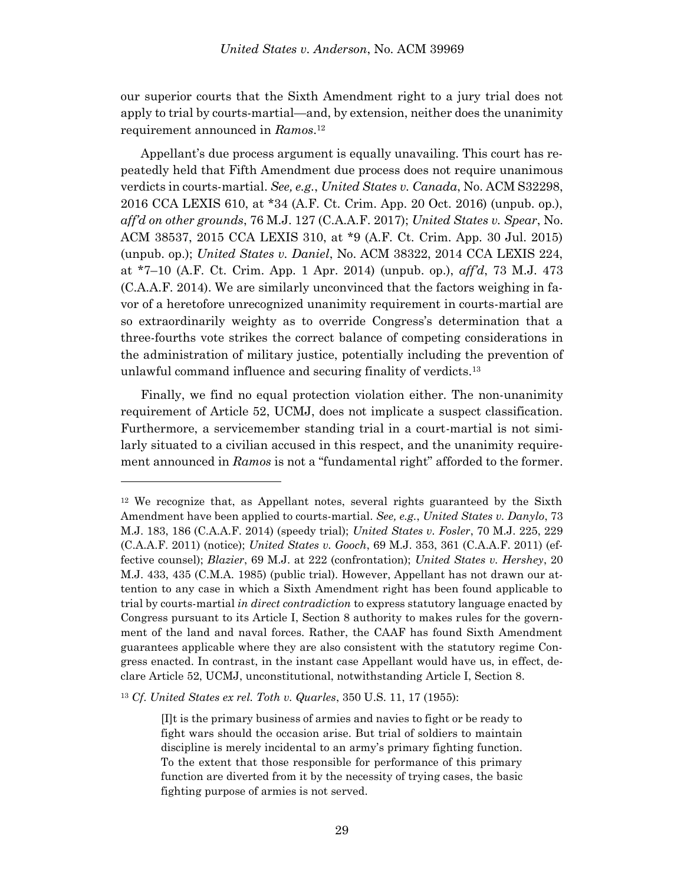our superior courts that the Sixth Amendment right to a jury trial does not apply to trial by courts-martial—and, by extension, neither does the unanimity requirement announced in *Ramos*.[12]

Appellant's due process argument is equally unavailing. This court has repeatedly held that Fifth Amendment due process does not require unanimous verdicts in courts-martial. *See, e.g.*, *United States v. Canada*, No. ACM S32298, 2016 CCA LEXIS 610, at *34 (A.F. Ct. Crim. App. 20 Oct. 2016) (unpub. op.), *aff'd on other grounds*, 76 M.J. 127 (C.A.A.F. 2017); *United States v. Spear*, No. ACM 38537, 2015 CCA LEXIS 310, at *9 (A.F. Ct. Crim. App. 30 Jul. 2015) (unpub. op.); *United States v. Daniel*, No. ACM 38322, 2014 CCA LEXIS 224, at *7–10 (A.F. Ct. Crim. App. 1 Apr. 2014) (unpub. op.), *aff'd*, 73 M.J. 473 (C.A.A.F. 2014). We are similarly unconvinced that the factors weighing in favor of a heretofore unrecognized unanimity requirement in courts-martial are so extraordinarily weighty as to override Congress's determination that a three-fourths vote strikes the correct balance of competing considerations in the administration of military justice, potentially including the prevention of unlawful command influence and securing finality of verdicts.[13]

Finally, we find no equal protection violation either. The non-unanimity requirement of Article 52, UCMJ, does not implicate a suspect classification. Furthermore, a servicemember standing trial in a court-martial is not similarly situated to a civilian accused in this respect, and the unanimity requirement announced in *Ramos* is not a "fundamental right" afforded to the former.

---

[12] We recognize that, as Appellant notes, several rights guaranteed by the Sixth Amendment have been applied to courts-martial. *See, e.g.*, *United States v. Danylo*, 73 M.J. 183, 186 (C.A.A.F. 2014) (speedy trial); *United States v. Fosler*, 70 M.J. 225, 229 (C.A.A.F. 2011) (notice); *United States v. Gooch*, 69 M.J. 353, 361 (C.A.A.F. 2011) (effective counsel); *Blazier*, 69 M.J. at 222 (confrontation); *United States v. Hershey*, 20 M.J. 433, 435 (C.M.A. 1985) (public trial). However, Appellant has not drawn our attention to any case in which a Sixth Amendment right has been found applicable to trial by courts-martial *in direct contradiction* to express statutory language enacted by Congress pursuant to its Article I, Section 8 authority to makes rules for the government of the land and naval forces. Rather, the CAAF has found Sixth Amendment guarantees applicable where they are also consistent with the statutory regime Congress enacted. In contrast, in the instant case Appellant would have us, in effect, declare Article 52, UCMJ, unconstitutional, notwithstanding Article I, Section 8.

[13] *Cf. United States ex rel. Toth v. Quarles*, 350 U.S. 11, 17 (1955):

> [I]t is the primary business of armies and navies to fight or be ready to fight wars should the occasion arise. But trial of soldiers to maintain discipline is merely incidental to an army's primary fighting function. To the extent that those responsible for performance of this primary function are diverted from it by the necessity of trying cases, the basic fighting purpose of armies is not served.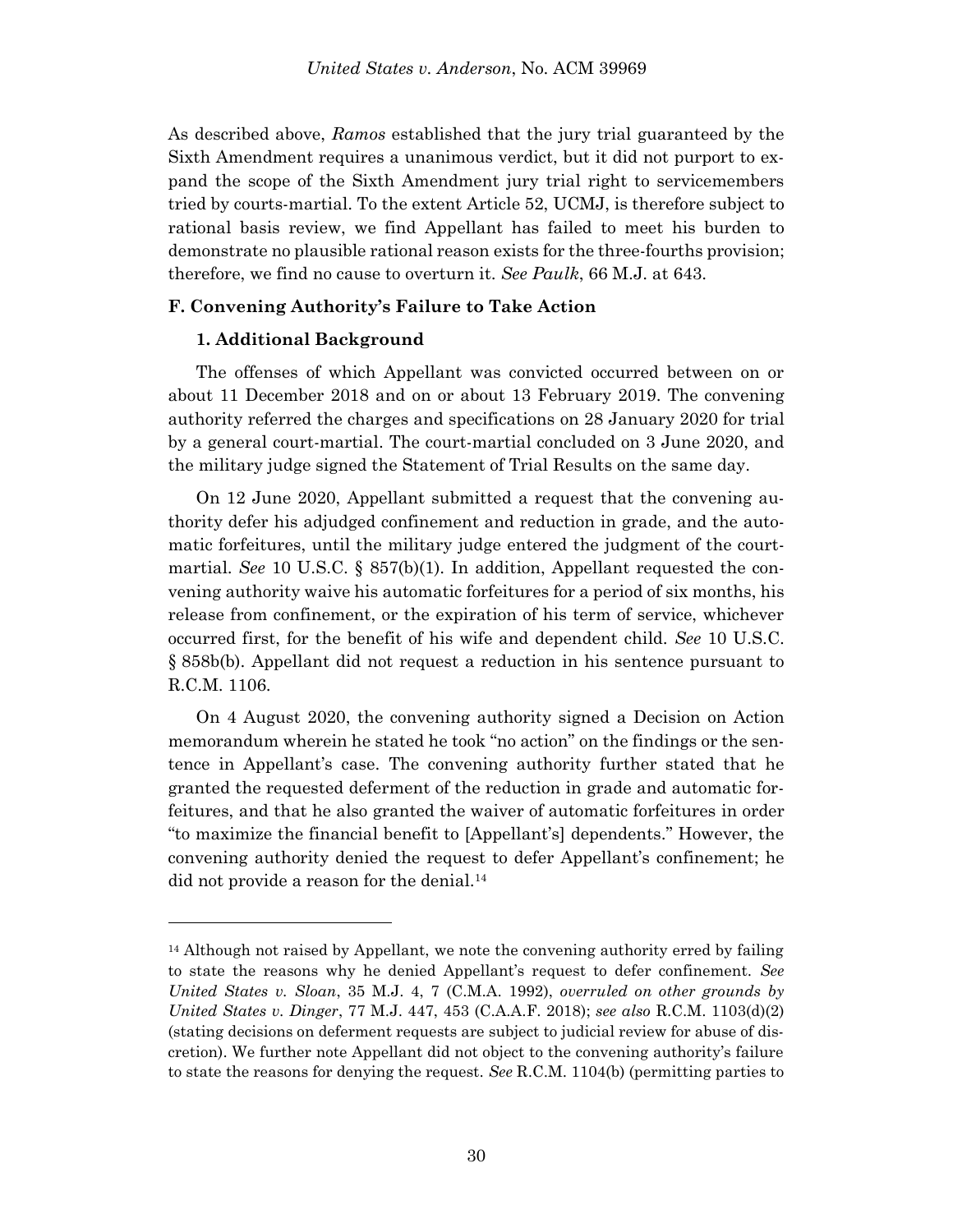As described above, *Ramos* established that the jury trial guaranteed by the Sixth Amendment requires a unanimous verdict, but it did not purport to expand the scope of the Sixth Amendment jury trial right to servicemembers tried by courts-martial. To the extent Article 52, UCMJ, is therefore subject to rational basis review, we find Appellant has failed to meet his burden to demonstrate no plausible rational reason exists for the three-fourths provision; therefore, we find no cause to overturn it. *See Paulk*, 66 M.J. at 643.

### F. Convening Authority's Failure to Take Action

#### 1. Additional Background

The offenses of which Appellant was convicted occurred between on or about 11 December 2018 and on or about 13 February 2019. The convening authority referred the charges and specifications on 28 January 2020 for trial by a general court-martial. The court-martial concluded on 3 June 2020, and the military judge signed the Statement of Trial Results on the same day.

On 12 June 2020, Appellant submitted a request that the convening authority defer his adjudged confinement and reduction in grade, and the automatic forfeitures, until the military judge entered the judgment of the court-martial. *See* 10 U.S.C. § 857(b)(1). In addition, Appellant requested the convening authority waive his automatic forfeitures for a period of six months, his release from confinement, or the expiration of his term of service, whichever occurred first, for the benefit of his wife and dependent child. *See* 10 U.S.C. § 858b(b). Appellant did not request a reduction in his sentence pursuant to R.C.M. 1106.

On 4 August 2020, the convening authority signed a Decision on Action memorandum wherein he stated he took "no action" on the findings or the sentence in Appellant's case. The convening authority further stated that he granted the requested deferment of the reduction in grade and automatic forfeitures, and that he also granted the waiver of automatic forfeitures in order "to maximize the financial benefit to [Appellant's] dependents." However, the convening authority denied the request to defer Appellant's confinement; he did not provide a reason for the denial.[14]

---

[14] Although not raised by Appellant, we note the convening authority erred by failing to state the reasons why he denied Appellant's request to defer confinement. *See United States v. Sloan*, 35 M.J. 4, 7 (C.M.A. 1992), *overruled on other grounds by United States v. Dinger*, 77 M.J. 447, 453 (C.A.A.F. 2018); *see also* R.C.M. 1103(d)(2) (stating decisions on deferment requests are subject to judicial review for abuse of discretion). We further note Appellant did not object to the convening authority's failure to state the reasons for denying the request. *See* R.C.M. 1104(b) (permitting parties to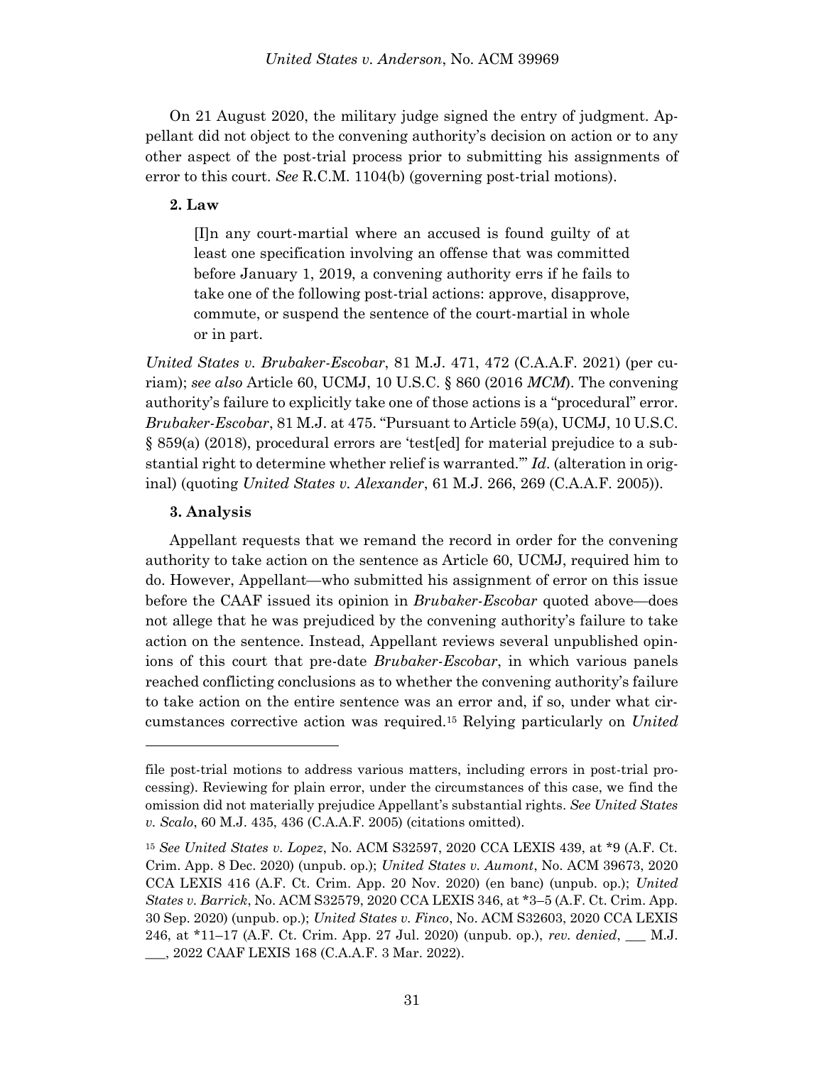On 21 August 2020, the military judge signed the entry of judgment. Appellant did not object to the convening authority's decision on action or to any other aspect of the post-trial process prior to submitting his assignments of error to this court. *See* R.C.M. 1104(b) (governing post-trial motions).

**2. Law**

> [I]n any court-martial where an accused is found guilty of at least one specification involving an offense that was committed before January 1, 2019, a convening authority errs if he fails to take one of the following post-trial actions: approve, disapprove, commute, or suspend the sentence of the court-martial in whole or in part.

*United States v. Brubaker-Escobar*, 81 M.J. 471, 472 (C.A.A.F. 2021) (per curiam); *see also* Article 60, UCMJ, 10 U.S.C. § 860 (2016 *MCM*). The convening authority's failure to explicitly take one of those actions is a "procedural" error. *Brubaker-Escobar*, 81 M.J. at 475. "Pursuant to Article 59(a), UCMJ, 10 U.S.C. § 859(a) (2018), procedural errors are 'test[ed] for material prejudice to a substantial right to determine whether relief is warranted.'" *Id.* (alteration in original) (quoting *United States v. Alexander*, 61 M.J. 266, 269 (C.A.A.F. 2005)).

**3. Analysis**

Appellant requests that we remand the record in order for the convening authority to take action on the sentence as Article 60, UCMJ, required him to do. However, Appellant—who submitted his assignment of error on this issue before the CAAF issued its opinion in *Brubaker-Escobar* quoted above—does not allege that he was prejudiced by the convening authority's failure to take action on the sentence. Instead, Appellant reviews several unpublished opinions of this court that pre-date *Brubaker-Escobar*, in which various panels reached conflicting conclusions as to whether the convening authority's failure to take action on the entire sentence was an error and, if so, under what circumstances corrective action was required.[15] Relying particularly on *United*

---

file post-trial motions to address various matters, including errors in post-trial processing). Reviewing for plain error, under the circumstances of this case, we find the omission did not materially prejudice Appellant's substantial rights. *See United States v. Scalo*, 60 M.J. 435, 436 (C.A.A.F. 2005) (citations omitted).

[15] *See United States v. Lopez*, No. ACM S32597, 2020 CCA LEXIS 439, at *9 (A.F. Ct. Crim. App. 8 Dec. 2020) (unpub. op.); *United States v. Aumont*, No. ACM 39673, 2020 CCA LEXIS 416 (A.F. Ct. Crim. App. 20 Nov. 2020) (en banc) (unpub. op.); *United States v. Barrick*, No. ACM S32579, 2020 CCA LEXIS 346, at *3–5 (A.F. Ct. Crim. App. 30 Sep. 2020) (unpub. op.); *United States v. Finco*, No. ACM S32603, 2020 CCA LEXIS 246, at *11–17 (A.F. Ct. Crim. App. 27 Jul. 2020) (unpub. op.), *rev. denied*, ___ M.J. ___, 2022 CAAF LEXIS 168 (C.A.A.F. 3 Mar. 2022).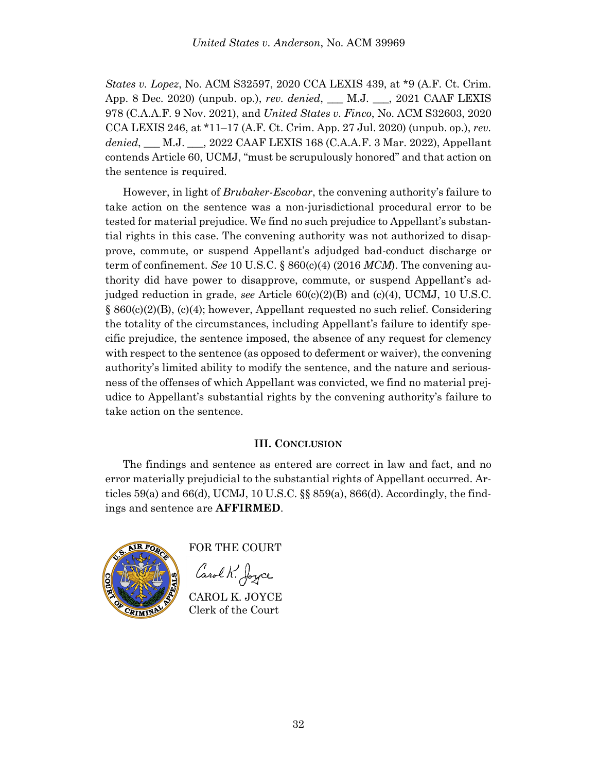*States v. Lopez*, No. ACM S32597, 2020 CCA LEXIS 439, at *9 (A.F. Ct. Crim. App. 8 Dec. 2020) (unpub. op.), *rev. denied*, ___ M.J. ___, 2021 CAAF LEXIS 978 (C.A.A.F. 9 Nov. 2021), and *United States v. Finco*, No. ACM S32603, 2020 CCA LEXIS 246, at *11–17 (A.F. Ct. Crim. App. 27 Jul. 2020) (unpub. op.), *rev. denied*, ___ M.J. ___, 2022 CAAF LEXIS 168 (C.A.A.F. 3 Mar. 2022), Appellant contends Article 60, UCMJ, "must be scrupulously honored" and that action on the sentence is required.

However, in light of *Brubaker-Escobar*, the convening authority's failure to take action on the sentence was a non-jurisdictional procedural error to be tested for material prejudice. We find no such prejudice to Appellant's substantial rights in this case. The convening authority was not authorized to disapprove, commute, or suspend Appellant's adjudged bad-conduct discharge or term of confinement. *See* 10 U.S.C. § 860(c)(4) (2016 *MCM*). The convening authority did have power to disapprove, commute, or suspend Appellant's adjudged reduction in grade, *see* Article 60(c)(2)(B) and (c)(4), UCMJ, 10 U.S.C. § 860(c)(2)(B), (c)(4); however, Appellant requested no such relief. Considering the totality of the circumstances, including Appellant's failure to identify specific prejudice, the sentence imposed, the absence of any request for clemency with respect to the sentence (as opposed to deferment or waiver), the convening authority's limited ability to modify the sentence, and the nature and seriousness of the offenses of which Appellant was convicted, we find no material prejudice to Appellant's substantial rights by the convening authority's failure to take action on the sentence.

## III. CONCLUSION

The findings and sentence as entered are correct in law and fact, and no error materially prejudicial to the substantial rights of Appellant occurred. Articles 59(a) and 66(d), UCMJ, 10 U.S.C. §§ 859(a), 866(d). Accordingly, the findings and sentence are **AFFIRMED**.

FOR THE COURT

CAROL K. JOYCE
Clerk of the Court